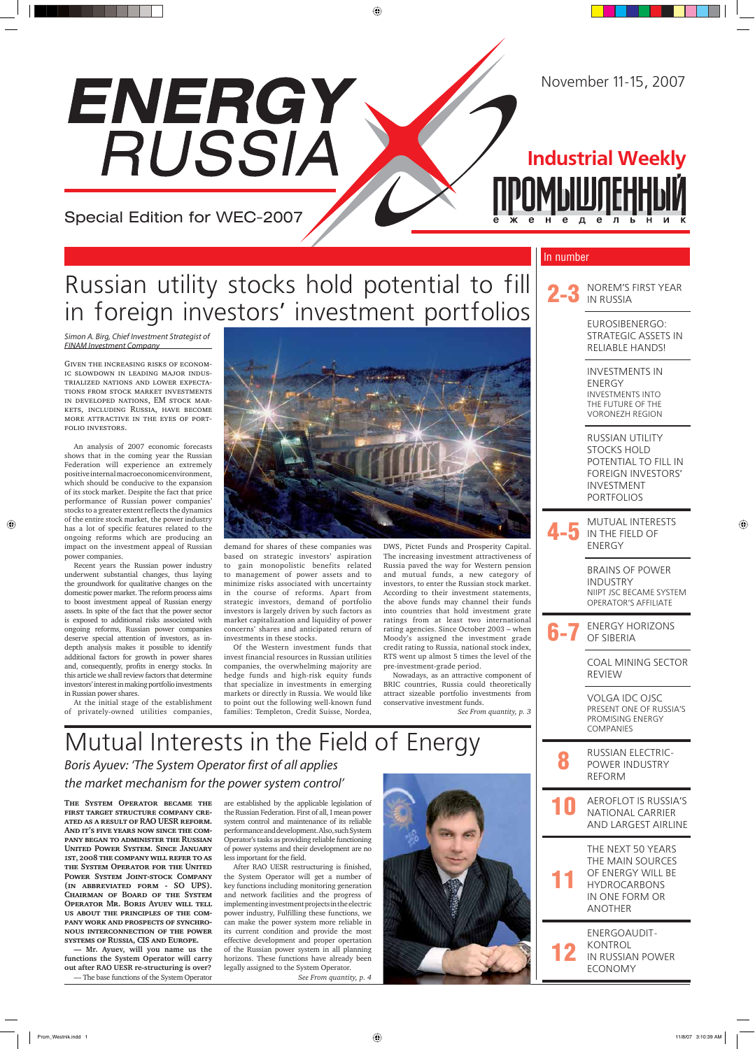# ENERGY RUSSIA

Special Edition for WEC-2007

November 11-15, 2007

Industrial Weekly

ПРОМЫШЛЕННЫЙ еженедельник

## Russian utility stocks hold potential to fill in foreign investors' investment portfolios

*Simon A. Birg, Chief Investment Strategist of FINAM Investment Company*

GIVEN THE INCREASING RISKS OF ECONOMIC SLOWDOWN IN LEADING MAJOR INDUSTRIALIZED NATIONS AND LOWER EXPECTATIONS FROM STOCK MARKET INVESTMENTS IN DEVELOPED NATIONS, EM STOCK MARKETS, INCLUDING RUSSIA, HAVE BECOME MORE ATTRACTIVE IN THE EYES OF PORTFOLIO INVESTORS.

An analysis of 2007 economic forecasts shows that in the coming year the Russian Federation will experience an extremely positive internal macroeconomic environment, which should be conducive to the expansion of its stock market. Despite the fact that price performance of Russian power companies' stocks to a greater extent reflects the dynamics of the entire stock market, the power industry has a lot of specific features related to the ongoing reforms which are producing an impact on the investment appeal of Russian power companies.

Recent years the Russian power industry underwent substantial changes, thus laying the groundwork for qualitative changes on the domestic power market. The reform process aims to boost investment appeal of Russian energy assets. In spite of the fact that power sector is exposed to additional risks associated with ongoing reforms, Russian power companies deserve special attention of investors, as in-depth analysis makes it possible to identify additional factors for growth in power shares and, consequently, profits in energy stocks. In this article we shall review factors that determine investors' interest in making portfolio investments in Russian power shares.

At the initial stage of the establishment of privately-owned utilities companies, demand for shares of these companies was based on strategic investors' aspiration to gain monopolistic benefits related to management of power assets and to minimize risks associated with uncertainty in the course of reforms. Apart from strategic investors, demand of portfolio investors is largely driven by such factors as market capitalization and liquidity of power concerns' shares and anticipated return of investments in these stocks.

Of the Western investment funds that invest financial resources in Russian utilities companies, the overwhelming majority are hedge funds and high-risk equity funds that specialize in investments in emerging markets or directly in Russia. We would like to point out the following well-known fund families: Templeton, Credit Suisse, Nordea, DWS, Pictet Funds and Prosperity Capital. The increasing investment attractiveness of Russia paved the way for Western pension and mutual funds, a new category of investors, to enter the Russian stock market. According to their investment statements, the above funds may channel their funds into countries that hold investment grate ratings from at least two international rating agencies. Since October 2003 – when Moody's assigned the investment grade credit rating to Russia, national stock index, RTS went up almost 5 times the level of the pre-investment-grade period.

Nowadays, as an attractive component of BRIC countries, Russia could theoretically attract sizeable portfolio investments from conservative investment funds.

*See From quantity, p. 3*

## Mutual Interests in the Field of Energy

*Boris Ayuev: 'The System Operator first of all applies the market mechanism for the power system control'*

**THE SYSTEM OPERATOR BECAME THE FIRST TARGET STRUCTURE COMPANY CREATED AS A RESULT OF RAO UESR REFORM. AND IT'S FIVE YEARS NOW SINCE THE COMPANY BEGAN TO ADMINISTER THE RUSSIAN UNITED POWER SYSTEM. SINCE JANUARY 1ST, 2008 THE COMPANY WILL REFER TO AS THE SYSTEM OPERATOR FOR THE UNITED POWER SYSTEM JOINT-STOCK COMPANY (IN ABBREVIATED FORM - SO UPS). CHAIRMAN OF BOARD OF THE SYSTEM OPERATOR MR. BORIS AYUEV WILL TELL US ABOUT THE PRINCIPLES OF THE COMPANY WORK AND PROSPECTS OF SYNCHRONOUS INTERCONNECTION OF THE POWER SYSTEMS OF RUSSIA, CIS AND EUROPE.**

**— Mr. Ayuev, will you name us the functions the System Operator will carry out after RAO UESR re-structuring is over?**

— The base functions of the System Operator are established by the applicable legislation of the Russian Federation. First of all, I mean power system control and maintenance of its reliable performance and development. Also, such System Operator's tasks as providing reliable functioning of power systems and their development are no less important for the field.

After RAO UESR restructuring is finished, the System Operator will get a number of key functions including monitoring generation and network facilities and the progress of implementing investment projects in the electric power industry, Fulfilling these functions, we can make the power system more reliable in its current condition and provide the most effective development and proper operation of the Russian power system in all planning horizons. These functions have already been legally assigned to the System Operator.

*See From quantity, p. 4*

## In number

**2-3**
- NOREM'S FIRST YEAR IN RUSSIA
- EUROSIBENERGO: STRATEGIC ASSETS IN RELIABLE HANDS!
- INVESTMENTS IN ENERGY — INVESTMENTS INTO THE FUTURE OF THE VORONEZH REGION
- RUSSIAN UTILITY STOCKS HOLD POTENTIAL TO FILL IN FOREIGN INVESTORS' INVESTMENT PORTFOLIOS

**4-5**
- MUTUAL INTERESTS IN THE FIELD OF ENERGY
- BRAINS OF POWER INDUSTRY — NIIPT JSC BECAME SYSTEM OPERATOR'S AFFILIATE

**6-7**
- ENERGY HORIZONS OF SIBERIA
- COAL MINING SECTOR REVIEW
- VOLGA IDC OJSC — PRESENT ONE OF RUSSIA'S PROMISING ENERGY COMPANIES

**8**
- RUSSIAN ELECTRIC-POWER INDUSTRY REFORM

**10**
- AEROFLOT IS RUSSIA'S NATIONAL CARRIER AND LARGEST AIRLINE

**11**
- THE NEXT 50 YEARS THE MAIN SOURCES OF ENERGY WILL BE HYDROCARBONS IN ONE FORM OR ANOTHER

**12**
- ENERGOAUDIT-KONTROL IN RUSSIAN POWER ECONOMY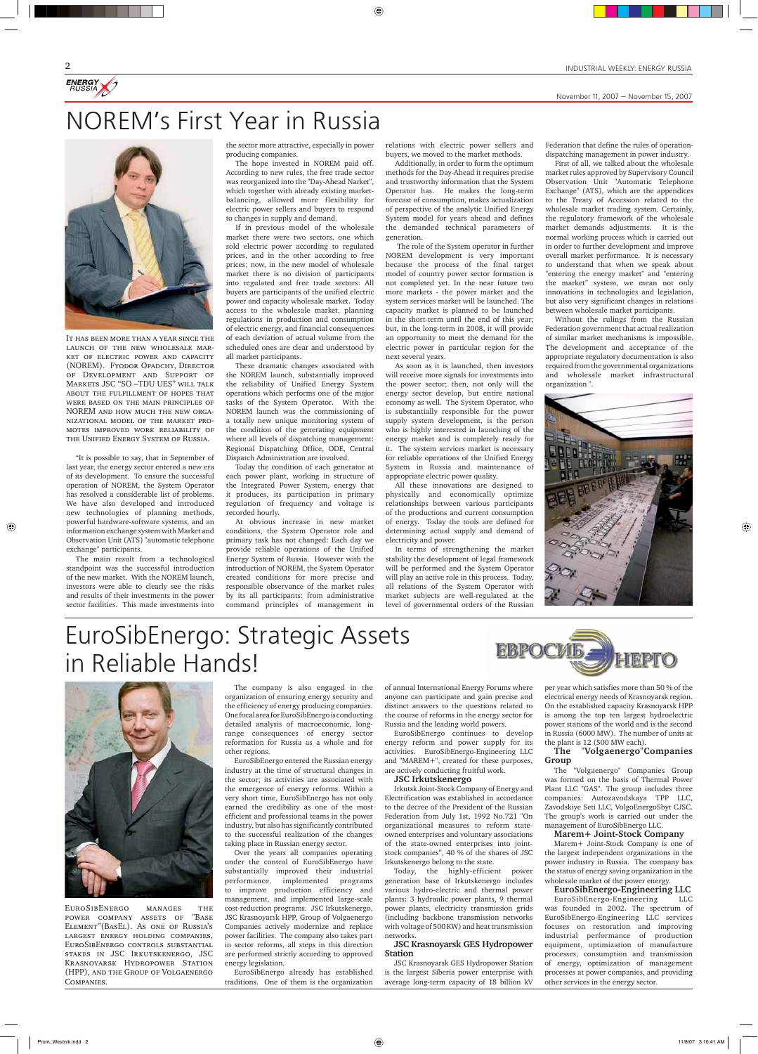# NOREM's First Year in Russia

It has been more than a year since the launch of the new wholesale market of electric power and capacity (NOREM). Fyodor Opadchy, Director of Development and Support of Markets JSC "SO –TDU UES" will talk about the fulfillment of hopes that were based on the main principles of NOREM and how much the new organizational model of the market promotes improved work reliability of the Unified Energy System of Russia.

"It is possible to say, that in September of last year, the energy sector entered a new era of its development. To ensure the successful operation of NOREM, the System Operator has resolved a considerable list of problems. We have also developed and introduced new technologies of planning methods, powerful hardware-software systems, and an information exchange system with Market and Observation Unit (ATS) "automatic telephone exchange" participants.

The main result from a technological standpoint was the successful introduction of the new market. With the NOREM launch, investors were able to clearly see the risks and results of their investments in the power sector facilities. This made investments into the sector more attractive, especially in power producing companies.

The hope invested in NOREM paid off. According to new rules, the free trade sector was reorganized into the "Day-Ahead Narket", which together with already existing market-balancing, allowed more flexibility for electric power sellers and buyers to respond to changes in supply and demand.

If in previous model of the wholesale market there were two sectors, one which sold electric power according to regulated prices, and in the other according to free prices; now, in the new model of wholesale market there is no division of participants into regulated and free trade sectors: All buyers are participants of the unified electric power and capacity wholesale market. Today access to the wholesale market, planning regulations in production and consumption of electric energy, and financial consequences of each deviation of actual volume from the scheduled ones are clear and understood by all market participants.

These dramatic changes associated with the NOREM launch, substantially improved the reliability of Unified Energy System operations which performs one of the major tasks of the System Operator. With the NOREM launch was the commissioning of a totally new unique monitoring system of the condition of the generating equipment where all levels of dispatching management: Regional Dispatching Office, ODE, Central Dispatch Administration are involved.

Today the condition of each generator at each power plant, working in structure of the Integrated Power System, energy that it produces, its participation in primary regulation of frequency and voltage is recorded hourly.

At obvious increase in new market conditions, the System Operator role and primary task has not changed: Each day we provide reliable operations of the Unified Energy System of Russia. However with the introduction of NOREM, the System Operator created conditions for more precise and responsible observance of the market rules by its all participants: from administrative command principles of management in relations with electric power sellers and buyers, we moved to the market methods.

Additionally, in order to form the optimum methods for the Day-Ahead it requires precise and trustworthy information that the System Operator has. He makes the long-term forecast of consumption, makes actualization of perspective of the analytic Unified Energy System model for years ahead and defines the demanded technical parameters of generation.

The role of the System operator in further NOREM development is very important because the process of the final target model of country power sector formation is not completed yet. In the near future two more markets - the power market and the system services market will be launched. The capacity market is planned to be launched in the short-term until the end of this year; but, in the long-term in 2008, it will provide an opportunity to meet the demand for the electric power in particular region for the next several years.

As soon as it is launched, then investors will receive more signals for investments into the power sector; then, not only will the energy sector develop, but entire national economy as well. The System Operator, who is substantially responsible for the power supply system development, is the person who is highly interested in launching of the energy market and is completely ready for it. The system services market is necessary for reliable operations of the Unified Energy System in Russia and maintenance of appropriate electric power quality.

All these innovations are designed to physically and economically optimize relationships between various participants of the productions and current consumption of energy. Today the tools are defined for determining actual supply and demand of electricity and power.

In terms of strengthening the market stability the development of legal framework will be performed and the System Operator will play an active role in this process. Today, all relations of the System Operator with market subjects are well-regulated at the level of governmental orders of the Russian Federation that define the rules of operation-dispatching management in power industry.

First of all, we talked about the wholesale market rules approved by Supervisory Council Observation Unit "Automatic Telephone Exchange" (ATS), which are the appendices to the Treaty of Accession related to the wholesale market trading system. Certainly, the regulatory framework of the wholesale market demands adjustments. It is the normal working process which is carried out in order to further development and improve overall market performance. It is necessary to understand that when we speak about "entering the energy market" and "entering the market" system, we mean not only innovations in technologies and legislation, but also very significant changes in relations between wholesale market participants.

Without the rulings from the Russian Federation government that actual realization of similar market mechanisms is impossible. The development and acceptance of the appropriate regulatory documentation is also required from the governmental organizations and wholesale market infrastructural organization ".

# EuroSibEnergo: Strategic Assets in Reliable Hands!

ЕВРОСИБЭНЕРГО

EuroSibEnergo manages the power company assets of "Base Element"(BasEl). As one of Russia's largest energy holding companies, EuroSibEnergo controls substantial stakes in JSC Irkutskenergo, JSC Krasnoyarsk Hydropower Station (HPP), and the Group of Volgaenergo Companies.

The company is also engaged in the organization of ensuring energy security and the efficiency of energy producing companies. One focal area for EuroSibEnergo is conducting detailed analysis of macroeconomic, long-range consequences of energy sector reformation for Russia as a whole and for other regions.

EuroSibEnergo entered the Russian energy industry at the time of structural changes in the sector; its activities are associated with the emergence of energy reforms. Within a very short time, EuroSibEnergo has not only earned the credibility as one of the most efficient and professional teams in the power industry, but also has significantly contributed to the successful realization of the changes taking place in Russian energy sector.

Over the years all companies operating under the control of EuroSibEnergo have substantially improved their industrial performance, implemented programs to improve production efficiency and management, and implemented large-scale cost-reduction programs. JSC Irkutskenergo, JSC Krasnoyarsk HPP, Group of Volgaenergo Companies actively modernize and replace power facilities. The company also takes part in sector reforms, all steps in this direction are performed strictly according to approved energy legislation.

EuroSibEnergo already has established traditions. One of them is the organization of annual International Energy Forums where anyone can participate and gain precise and distinct answers to the questions related to the course of reforms in the energy sector for Russia and the leading world powers.

EuroSibEnergo continues to develop energy reform and power supply for its activities. EuroSibEnergo-Engineering LLC and "MAREM+", created for these purposes, are actively conducting fruitful work.

### JSC Irkutskenergo

Irkutsk Joint-Stock Company of Energy and Electrification was established in accordance to the decree of the President of the Russian Federation from July 1st, 1992 No.721 "On organizational measures to reform state-owned enterprises and voluntary associations of the state-owned enterprises into joint-stock companies", 40 % of the shares of JSC Irkutskenergo belong to the state.

Today, the highly-efficient power generation base of Irkutskenergo includes various hydro-electric and thermal power plants: 3 hydraulic power plants, 9 thermal power plants, electricity transmission grids (including backbone transmission networks with voltage of 500 KW) and heat transmission networks.

### JSC Krasnoyarsk GES Hydropower Station

JSC Krasnoyarsk GES Hydropower Station is the largest Siberia power enterprise with average long-term capacity of 18 billion kV per year which satisfies more than 50 % of the electrical energy needs of Krasnoyarsk region. On the established capacity Krasnoyarsk HPP is among the top ten largest hydroelectric power stations of the world and is the second in Russia (6000 MW). The number of units at the plant is 12 (500 MW each).

### The "Volgaenergo"Companies Group

The "Volgaenergo" Companies Group was formed on the basis of Thermal Power Plant LLC "GAS". The group includes three companies: Autozavodskaya TPP LLC, Zavodskiye Seti LLC, VolgoEnergoSbyt CJSC. The group's work is carried out under the management of EuroSibEnergo LLC.

### Marem+ Joint-Stock Company

Marem+ Joint-Stock Company is one of the largest independent organizations in the power industry in Russia. The company has the status of energy saving organization in the wholesale market of the power energy.

### EuroSibEnergo-Engineering LLC

EuroSibEnergo-Engineering LLC was founded in 2002. The spectrum of EuroSibEnergo-Engineering LLC services focuses on restoration and improving industrial performance of production equipment, optimization of manufacture processes, consumption and transmission of energy, optimization of management processes at power companies, and providing other services in the energy sector.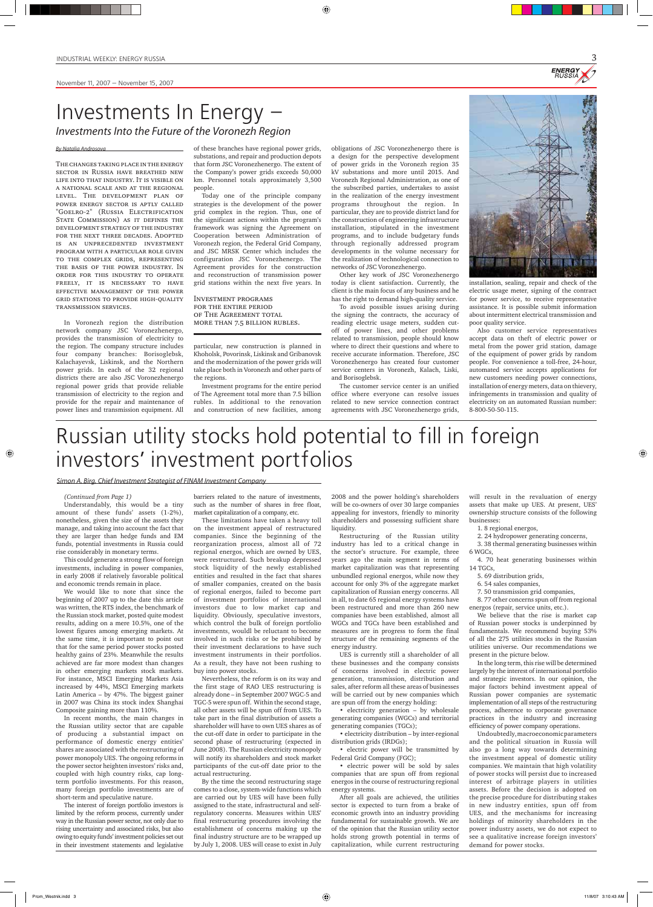# Investments In Energy – *Investments Into the Future of the Voronezh Region*

*By Natalia Androsova*

THE CHANGES TAKING PLACE IN THE ENERGY SECTOR IN RUSSIA HAVE BREATHED NEW LIFE INTO THAT INDUSTRY. IT IS VISIBLE ON A NATIONAL SCALE AND AT THE REGIONAL LEVEL. THE DEVELOPMENT PLAN OF POWER ENERGY SECTOR IS APTLY CALLED "GOELRO-2" (RUSSIA ELECTRIFICATION STATE COMMISSION) AS IT DEFINES THE DEVELOPMENT STRATEGY OF THE INDUSTRY FOR THE NEXT THREE DECADES. ADOPTED IS AN UNPRECEDENTED INVESTMENT PROGRAM WITH A PARTICULAR ROLE GIVEN TO THE COMPLEX GRIDS, REPRESENTING THE BASIS OF THE POWER INDUSTRY. IN ORDER FOR THIS INDUSTRY TO OPERATE FREELY, IT IS NECESSARY TO HAVE EFFECTIVE MANAGEMENT OF THE POWER GRID STATIONS TO PROVIDE HIGH-QUALITY TRANSMISSION SERVICES.

In Voronezh region the distribution network company JSC Voronezhenergo, provides the transmission of electricity to the region. The company structure includes four company branches: Borisoglebsk, Kalachayevsk, Liskinsk, and the Northern power grids. In each of the 32 regional districts there are also JSC Voronezhenergo regional power grids that provide reliable transmission of electricity to the region and provide for the repair and maintenance of power lines and transmission equipment. All of these branches have regional power grids, substations, and repair and production depots that form JSC Voronezhenergo. The extent of the Company's power grids exceeds 50,000 km. Personnel totals approximately 3,500 people.

Today one of the principle company strategies is the development of the power grid complex in the region. Thus, one of the significant actions within the program's framework was signing the Agreement on Cooperation between Administration of Voronezh region, the Federal Grid Company, and JSC MRSK Center which includes the configuration JSC Voronezhenergo. The Agreement provides for the construction and reconstruction of transmission power grid stations within the next five years. In particular, new construction is planned in Khoholsk, Povorinsk, Liskinsk and Gribanovsk and the modernization of the power grids will take place both in Voronezh and other parts of the regions.

> INVESTMENT PROGRAMS FOR THE ENTIRE PERIOD OF THE AGREEMENT TOTAL MORE THAN 7.5 BILLION RUBLES.

Investment programs for the entire period of The Agreement total more than 7.5 billion rubles. In additional to the renovation and construction of new facilities, among obligations of JSC Voronezhenergo there is a design for the perspective development of power grids in the Voronezh region 35 kV substations and more until 2015. And Voronezh Regional Administration, as one of the subscribed parties, undertakes to assist in the realization of the energy investment programs throughout the region. In particular, they are to provide district land for the construction of engineering infrastructure installation, stipulated in the investment programs, and to include budgetary funds through regionally addressed program developments in the volume necessary for the realization of technological connection to networks of JSC Voronezhenergo.

Other key work of JSC Voronezhenergo today is client satisfaction. Currently, the client is the main focus of any business and he has the right to demand high-quality service.

To avoid possible issues arising during the signing the contracts, the accuracy of reading electric usage meters, sudden cut-off of power lines, and other problems related to transmission, people should know where to direct their questions and where to receive accurate information. Therefore, JSC Voronezhenergo has created four customer service centers in Voronezh, Kalach, Liski, and Borisoglebsk.

The customer service center is an unified office where everyone can resolve issues related to new service connection contract agreements with JSC Voronezhenergo grids, installation, sealing, repair and check of the electric usage meter, signing of the contract for power service, to receive representative assistance. It is possible submit information about intermittent electrical transmission and poor quality service.

Also customer service representatives accept data on theft of electric power or metal from the power grid station, damage of the equipment of power grids by random people. For convenience a toll-free, 24-hour, automated service accepts applications for new customers needing power connections, installation of energy meters, data on thievery, infringements in transmission and quality of electricity on an automated Russian number: 8-800-50-50-115.

# Russian utility stocks hold potential to fill in foreign investors' investment portfolios

*Simon A. Birg, Chief Investment Strategist of FINAM Investment Company*

*(Continued from Page 1)*

Understandably, this would be a tiny amount of these funds' assets (1-2%), nonetheless, given the size of the assets they manage, and taking into account the fact that they are larger than hedge funds and EM funds, potential investments in Russia could rise considerably in monetary terms.

This could generate a strong flow of foreign investments, including in power companies, in early 2008 if relatively favorable political and economic trends remain in place.

We would like to note that since the beginning of 2007 up to the date this article was written, the RTS index, the benchmark of the Russian stock market, posted quite modest results, adding on a mere 10.5%, one of the lowest figures among emerging markets. At the same time, it is important to point out that for the same period power stocks posted healthy gains of 23%. Meanwhile the results achieved are far more modest than changes in other emerging markets stock markets. For instance, MSCI Emerging Markets Asia increased by 44%, MSCI Emerging markets Latin America – by 47%. The biggest gainer in 2007 was China its stock index Shanghai Composite gaining more than 110%.

In recent months, the main changes in the Russian utility sector that are capable of producing a substantial impact on performance of domestic energy entities' shares are associated with the restructuring of power monopoly UES. The ongoing reforms in the power sector heighten investors' risks and, coupled with high country risks, cap long-term portfolio investments. For this reason, many foreign portfolio investments are of short-term and speculative nature.

The interest of foreign portfolio investors is limited by the reform process, currently under way in the Russian power sector, not only due to rising uncertainty and associated risks, but also owing to equity funds' investment policies set out in their investment statements and legislative barriers related to the nature of investments, such as the number of shares in free float, market capitalization of a company, etc.

These limitations have taken a heavy toll on the investment appeal of restructured companies. Since the beginning of the reorganization process, almost all of 72 regional energos, which are owned by UES, were restructured. Such breakup depressed stock liquidity of the newly established entities and resulted in the fact that shares of smaller companies, created on the basis of regional energos, failed to become part of investment portfolios of international investors due to low market cap and liquidity. Obviously, speculative investors, which control the bulk of foreign portfolio investments, wouldl be reluctant to become involved in such risks or be prohibited by their investment declarations to have such investment instruments in their portfolios. As a result, they have not been rushing to buy into power stocks.

Nevertheless, the reform is on its way and the first stage of RAO UES restructuring is already done – in September 2007 WGC-5 and TGC-5 were spun off. Within the second stage, all other assets will be spun off from UES. To take part in the final distribution of assets a shareholder will have to own UES shares as of the cut-off date in order to participate in the second phase of restructuring (expected in June 2008). The Russian electricity monopoly will notify its shareholders and stock market participants of the cut-off date prior to the actual restructuring.

By the time the second restructuring stage comes to a close, system-wide functions which are carried out by UES will have been fully assigned to the state, infrastructural and self-regulatory concerns. Measures within UES' final restructuring procedures involving the establishment of concerns making up the final industry structure are to be wrapped up by July 1, 2008. UES will cease to exist in July 2008 and the power holding's shareholders will be co-owners of over 30 large companies appealing for investors, friendly to minority shareholders and possessing sufficient share liquidity.

Restructuring of the Russian utility industry has led to a critical change in the sector's structure. For example, three years ago the main segment in terms of market capitalization was that representing unbundled regional energos, while now they account for only 3% of the aggregate market capitalization of Russian energy concerns. All in all, to date 65 regional energy systems have been restructured and more than 260 new companies have been established, almost all WGCs and TGCs have been established and measures are in progress to form the final structure of the remaining segments of the energy industry.

UES is currently still a shareholder of all these businesses and the company consists of concerns involved in electric power generation, transmission, distribution and sales, after reform all these areas of businesses will be carried out by new companies which are spun off from the energy holding:

- electricity generation – by wholesale generating companies (WGCs) and territorial generating companies (TGCs);
- electricity distribution – by inter-regional distribution grids (IRDGs);
- electric power will be transmitted by Federal Grid Company (FGC);
- electric power will be sold by sales companies that are spun off from regional energos in the course of restructuring regional energy systems.

After all goals are achieved, the utilities sector is expected to turn from a brake of economic growth into an industry providing fundamental for sustainable growth. We are of the opinion that the Russian utility sector holds strong growth potential in terms of capitalization, while current restructuring will result in the revaluation of energy assets that make up UES. At present, UES' ownership structure consists of the following businesses:

1. 8 regional energos,
2. 24 hydropower generating concerns,
3. 38 thermal generating businesses within 6 WGCs,
4. 70 heat generating businesses within 14 TGCs,
5. 69 distribution grids,
6. 54 sales companies,
7. 50 transmission grid companies,
8. 77 other concerns spun off from regional energos (repair, service units, etc.).

We believe that the rise is market cap of Russian power stocks is underpinned by fundamentals. We recommend buying 53% of all the 275 utilities stocks in the Russian utilities universe. Our recommendations we present in the picture below.

In the long term, this rise will be determined largely by the interest of international portfolio and strategic investors. In our opinion, the major factors behind investment appeal of Russian power companies are systematic implementation of all steps of the restructuring process, adherence to corporate governance practices in the industry and increasing efficiency of power company operations.

Undoubtedly, macroeconomic parameters and the political situation in Russia will also go a long way towards determining the investment appeal of domestic utility companies. We maintain that high volatility of power stocks will persist due to increased interest of arbitrage players in utilities assets. Before the decision is adopted on the precise procedure for distributing stakes in new industry entities, spun off from UES, and the mechanisms for increasing holdings of minority shareholders in the power industry assets, we do not expect to see a qualitative increase foreign investors' demand for power stocks.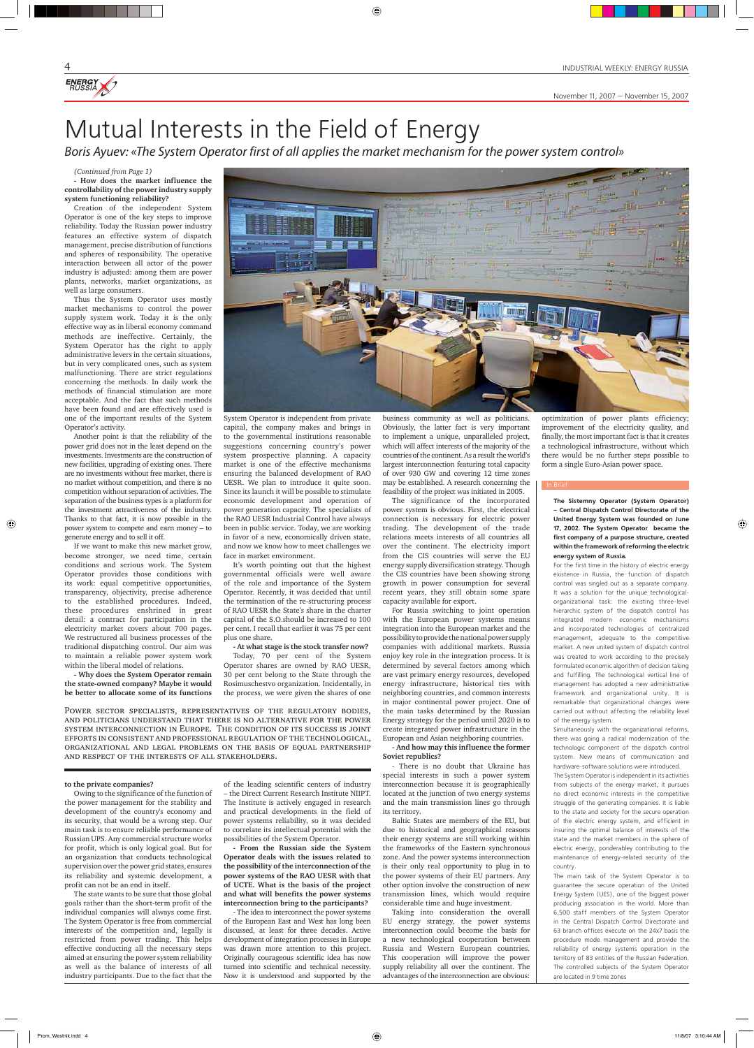# Mutual Interests in the Field of Energy

*Boris Ayuev: «The System Operator first of all applies the market mechanism for the power system control»*

*(Continued from Page 1)*

**- How does the market influence the controllability of the power industry supply system functioning reliability?**

Creation of the independent System Operator is one of the key steps to improve reliability. Today the Russian power industry features an effective system of dispatch management, precise distribution of functions and spheres of responsibility. The operative interaction between all actor of the power industry is adjusted: among them are power plants, networks, market organizations, as well as large consumers.

Thus the System Operator uses mostly market mechanisms to control the power supply system work. Today it is the only effective way as in liberal economy command methods are ineffective. Certainly, the System Operator has the right to apply administrative levers in the certain situations, but in very complicated ones, such as system malfunctioning. There are strict regulations concerning the methods. In daily work the methods of financial stimulation are more acceptable. And the fact that such methods have been found and are effectively used is one of the important results of the System Operator's activity.

Another point is that the reliability of the power grid does not in the least depend on the investments. Investments are the construction of new facilities, upgrading of existing ones. There are no investments without free market, there is no market without competition, and there is no competition without separation of activities. The separation of the business types is a platform for the investment attractiveness of the industry. Thanks to that fact, it is now possible in the power system to compete and earn money – to generate energy and to sell it off.

If we want to make this new market grow, become stronger, we need time, certain conditions and serious work. The System Operator provides those conditions with its work: equal competitive opportunities, transparency, objectivity, precise adherence to the established procedures. Indeed, these procedures enshrined in great detail: a contract for participation in the electricity market covers about 700 pages. We restructured all business processes of the traditional dispatching control. Our aim was to maintain a reliable power system work within the liberal model of relations.

**- Why does the System Operator remain the state-owned company? Maybe it would be better to allocate some of its functions to the private companies?**

Owing to the significance of the function of the power management for the stability and development of the country's economy and its security, that would be a wrong step. Our main task is to ensure reliable performance of Russian UPS. Any commercial structure works for profit, which is only logical goal. But for an organization that conducts technological supervision over the power grid states, ensures its reliability and systemic development, a profit can not be an end in itself.

The state wants to be sure that those global goals rather than the short-term profit of the individual companies will always come first. The System Operator is free from commercial interests of the competition and, legally is restricted from power trading. This helps effective conducting all the necessary steps aimed at ensuring the power system reliability as well as the balance of interests of all industry participants. Due to the fact that the System Operator is independent from private capital, the company makes and brings in to the governmental institutions reasonable suggestions concerning country's power system prospective planning. A capacity market is one of the effective mechanisms ensuring the balanced development of RAO UESR. We plan to introduce it quite soon. Since its launch it will be possible to stimulate economic development and operation of power generation capacity. The specialists of the RAO UESR Industrial Control have always been in public service. Today, we are working in favor of a new, economically driven state, and now we know how to meet challenges we face in market environment.

It's worth pointing out that the highest governmental officials were well aware of the role and importance of the System Operator. Recently, it was decided that until the termination of the re-structuring process of RAO UESR the State's share in the charter capital of the S.O.should be increased to 100 per cent. I recall that earlier it was 75 per cent plus one share.

**- At what stage is the stock transfer now?**

Today, 70 per cent of the System Operator shares are owned by RAO UESR, 30 per cent belong to the State through the Rosimuschestvo organization. Incidentally, in the process, we were given the shares of one of the leading scientific centers of industry – the Direct Current Research Institute NIIPT. The Institute is actively engaged in research and practical developments in the field of power systems reliability, so it was decided to correlate its intellectual potential with the possibilities of the System Operator.

**- From the Russian side the System Operator deals with the issues related to the possibility of the interconnection of the power systems of the RAO UESR with that of UCTE. What is the basis of the project and what will benefits the power systems interconnection bring to the participants?**

- The idea to interconnect the power systems of the European East and West has long been discussed, at least for three decades. Active development of integration processes in Europe was drawn more attention to this project. Originally courageous scientific idea has now turned into scientific and technical necessity. Now it is understood and supported by the business community as well as politicians. Obviously, the latter fact is very important to implement a unique, unparalleled project, which will affect interests of the majority of the countries of the continent. As a result the world's largest interconnection featuring total capacity of over 930 GW and covering 12 time zones may be established. A research concerning the feasibility of the project was initiated in 2005.

The significance of the incorporated power system is obvious. First, the electrical connection is necessary for electric power trading. The development of the trade relations meets interests of all countries all over the continent. The electricity import from the CIS countries will serve the EU energy supply diversification strategy. Though the CIS countries have been showing strong growth in power consumption for several recent years, they still obtain some spare capacity available for export.

For Russia switching to joint operation with the European power systems means integration into the European market and the possibility to provide the national power supply companies with additional markets. Russia enjoy key role in the integration process. It is determined by several factors among which are vast primary energy resources, developed energy infrastructure, historical ties with neighboring countries, and common interests in major continental power project. One of the main tasks determined by the Russian Energy strategy for the period until 2020 is to create integrated power infrastructure in the European and Asian neighboring countries.

**- And how may this influence the former Soviet republics?**

- There is no doubt that Ukraine has special interests in such a power system interconnection because it is geographically located at the junction of two energy systems and the main transmission lines go through its territory.

Baltic States are members of the EU, but due to historical and geographical reasons their energy systems are still working within the frameworks of the Eastern synchronous zone. And the power systems interconnection is their only real opportunity to plug in to the power systems of their EU partners. Any other option involve the construction of new transmission lines, which would require considerable time and huge investment.

Taking into consideration the overall EU energy strategy, the power systems interconnection could become the basis for a new technological cooperation between Russia and Western European countries. This cooperation will improve the power supply reliability all over the continent. The advantages of the interconnection are obvious: optimization of power plants efficiency; improvement of the electricity quality, and finally, the most important fact is that it creates a technological infrastructure, without which there would be no further steps possible to form a single Euro-Asian power space.

POWER SECTOR SPECIALISTS, REPRESENTATIVES OF THE REGULATORY BODIES, AND POLITICIANS UNDERSTAND THAT THERE IS NO ALTERNATIVE FOR THE POWER SYSTEM INTERCONNECTION IN EUROPE. THE CONDITION OF ITS SUCCESS IS JOINT EFFORTS IN CONSISTENT AND PROFESSIONAL REGULATION OF THE TECHNOLOGICAL, ORGANIZATIONAL AND LEGAL PROBLEMS ON THE BASIS OF EQUAL PARTNERSHIP AND RESPECT OF THE INTERESTS OF ALL STAKEHOLDERS.

## In Brief

**The Sistemny Operator (System Operator) – Central Dispatch Control Directorate of the United Energy System was founded on June 17, 2002. The System Operator became the first company of a purpose structure, created within the framework of reforming the electric energy system of Russia.**

For the first time in the history of electric energy existence in Russia, the function of dispatch control was singled out as a separate company. It was a solution for the unique technological-organizational task: the existing three-level hierarchic system of the dispatch control has integrated modern economic mechanisms and incorporated technologies of centralized management, adequate to the competitive market. A new united system of dispatch control was created to work according to the precisely formulated economic algorithm of decision taking and fulfilling. The technological vertical line of management has adopted a new administrative framework and organizational unity. It is remarkable that organizational changes were carried out without affecting the reliability level of the energy system.

Simultaneously with the organizational reforms, there was going a radical modernization of the technologic component of the dispatch control system. New means of communication and hardware-software solutions were introduced.

The System Operator is independent in its activities from subjects of the energy market, it pursues no direct economic interests in the competitive struggle of the generating companies. It is liable to the state and society for the secure operation of the electric energy system, and efficient in insuring the optimal balance of interests of the state and the market members in the sphere of electric energy, ponderabley contributing to the maintenance of energy-related security of the country.

The main task of the System Operator is to guarantee the secure operation of the United Energy System (UES), one of the biggest power producing association in the world. More than 6,500 staff members of the System Operator in the Central Dispatch Control Directorate and 63 branch offices execute on the 24x7 basis the procedure mode management and provide the reliability of energy systems operation in the territory of 83 entities of the Russian Federation. The controlled subjects of the System Operator are located in 9 time zones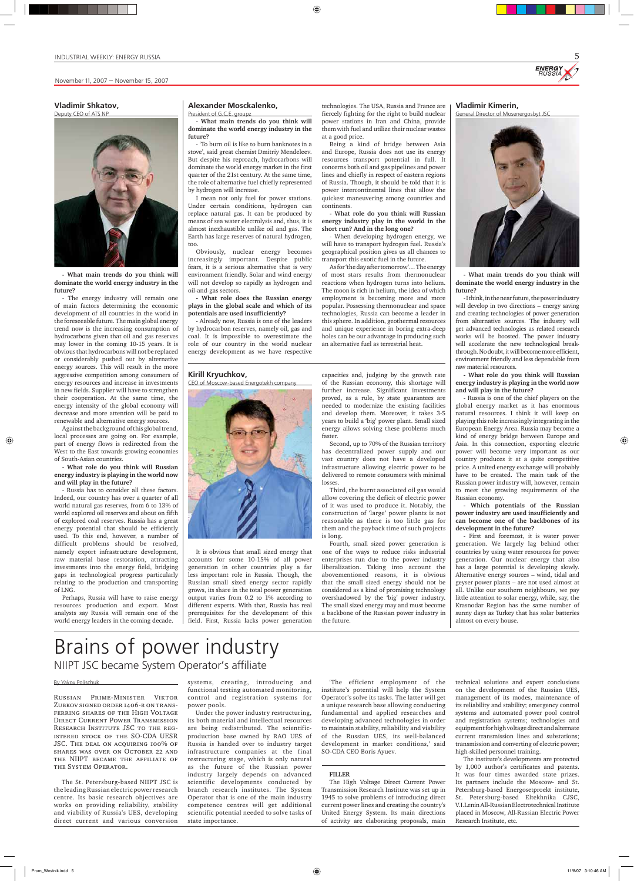### Vladimir Shkatov,

Deputy CEO of ATS NP

**- What main trends do you think will dominate the world energy industry in the future?**

- The energy industry will remain one of main factors determining the economic development of all countries in the world in the foreseeable future. The main global energy trend now is the increasing consumption of hydrocarbons given that oil and gas reserves may lower in the coming 10-15 years. It is obvious that hydrocarbons will not be replaced or considerably pushed out by alternative energy sources. This will result in the more aggressive competition among consumers of energy resources and increase in investments in new fields. Supplier will have to strengthen their cooperation. At the same time, the energy intensity of the global economy will decrease and more attention will be paid to renewable and alternative energy sources.

Against the background of this global trend, local processes are going on. For example, part of energy flows is redirected from the West to the East towards growing economies of South-Asian countries.

**- What role do you think will Russian energy industry is playing in the world now and will play in the future?**

- Russia has to consider all these factors. Indeed, our country has over a quarter of all world natural gas reserves, from 6 to 13% of world explored oil reserves and about on fifth of explored coal reserves. Russia has a great energy potential that should be efficiently used. To this end, however, a number of difficult problems should be resolved, namely export infrastructure development, raw material base restoration, attracting investments into the energy field, bridging gaps in technological progress particularly relating to the production and transporting of LNG.

Perhaps, Russia will have to raise energy resources production and export. Most analysts say Russia will remain one of the world energy leaders in the coming decade.

### Alexander Mosckalenko,

President of G.C.E. groupz

**- What main trends do you think will dominate the world energy industry in the future?**

- 'To burn oil is like to burn banknotes in a stove', said great chemist Dmitriy Mendeleev. But despite his reproach, hydrocarbons will dominate the world energy market in the first quarter of the 21st century. At the same time, the role of alternative fuel chiefly represented by hydrogen will increase.

I mean not only fuel for power stations. Under certain conditions, hydrogen can replace natural gas. It can be produced by means of sea water electrolysis and, thus, it is almost inexhaustible unlike oil and gas. The Earth has large reserves of natural hydrogen, too.

Obviously, nuclear energy becomes increasingly important. Despite public fears, it is a serious alternative that is very environment friendly. Solar and wind energy will not develop so rapidly as hydrogen and oil-and-gas sectors.

**- What role does the Russian energy plays in the global scale and which of its potentials are used insufficiently?**

- Already now, Russia is one of the leaders by hydrocarbon reserves, namely oil, gas and coal. It is impossible to overestimate the role of our country in the world nuclear energy development as we have respective technologies. The USA, Russia and France are fiercely fighting for the right to build nuclear power stations in Iran and China, provide them with fuel and utilize their nuclear wastes at a good price.

Being a kind of bridge between Asia and Europe, Russia does not use its energy resources transport potential in full. It concerns both oil and gas pipelines and power lines and chiefly in respect of eastern regions of Russia. Though, it should be told that it is power intercontinental lines that allow the quickest maneuvering among countries and continents.

**- What role do you think will Russian energy industry play in the world in the short run? And in the long one?**

- When developing hydrogen energy, we will have to transport hydrogen fuel. Russia's geographical position gives us all chances to transport this exotic fuel in the future.

As for 'the day after tomorrow'... The energy of most stars results from thermonuclear reactions when hydrogen turns into helium. The moon is rich in helium, the idea of which employment is becoming more and more popular. Possessing thermonuclear and space technologies, Russia can become a leader in this sphere. In addition, geothermal resources and unique experience in boring extra-deep holes can be our advantage in producing such an alternative fuel as terrestrial heat.

### Vladimir Kimerin,

General Director of Mosenergosbyt JSC

**- What main trends do you think will dominate the world energy industry in the future?**

- I think, in the near future, the power industry will develop in two directions – energy saving and creating technologies of power generation from alternative sources. The industry will get advanced technologies as related research works will be boosted. The power industry will accelerate the new technological breakthrough. No doubt, it will become more efficient, environment friendly and less dependable from raw material resources.

**- What role do you think will Russian energy industry is playing in the world now and will play in the future?**

- Russia is one of the chief players on the global energy market as it has enormous natural resources. I think it will keep on playing this role increasingly integrating in the European Energy Area. Russia may become a kind of energy bridge between Europe and Asia. In this connection, exporting electric power will become very important as our country produces it at a quite competitive price. A united energy exchange will probably have to be created. The main task of the Russian power industry will, however, remain to meet the growing requirements of the Russian economy.

**- Which potentials of the Russian power industry are used insufficiently and can become one of the backbones of its development in the future?**

- First and foremost, it is water power generation. We largely lag behind other countries by using water resources for power generation. Our nuclear energy that also has a large potential is developing slowly. Alternative energy sources – wind, tidal and geyser power plants – are not used almost at all. Unlike our southern neighbours, we pay little attention to solar energy, while, say, the Krasnodar Region has the same number of sunny days as Turkey that has solar batteries almost on every house.

### Kirill Kryuchkov,

CEO of Moscow-based Energotekh company

It is obvious that small sized energy that accounts for some 10-15% of all power generation in other countries play a far less important role in Russia. Though, the Russian small sized energy sector rapidly grows, its share in the total power generation output varies from 0.2 to 1% according to different experts. With that, Russia has real prerequisites for the development of this field. First, Russia lacks power generation capacities and, judging by the growth rate of the Russian economy, this shortage will further increase. Significant investments proved, as a rule, by state guarantees are needed to modernize the existing facilities and develop them. Moreover, it takes 3-5 years to build a 'big' power plant. Small sized energy allows solving these problems much faster.

Second, up to 70% of the Russian territory has decentralized power supply and our vast country does not have a developed infrastructure allowing electric power to be delivered to remote consumers with minimal losses.

Third, the burnt associated oil gas would allow covering the deficit of electric power of it was used to produce it. Notably, the construction of 'large' power plants is not reasonable as there is too little gas for them and the payback time of such projects is long.

Fourth, small sized power generation is one of the ways to reduce risks industrial enterprises run due to the power industry liberalization. Taking into account the abovementioned reasons, it is obvious that the small sized energy should not be considered as a kind of promising technology overshadowed by the 'big' power industry. The small sized energy may and must become a backbone of the Russian power industry in the future.

# Brains of power industry

## NIIPT JSC became System Operator's affiliate

By Yakov Polischuk

RUSSIAN PRIME-MINISTER VIKTOR ZUBKOV SIGNED ORDER 1406-R ON TRANSFERRING SHARES OF THE HIGH VOLTAGE DIRECT CURRENT POWER TRANSMISSION RESEARCH INSTITUTE JSC TO THE REGISTERED STOCK OF THE SO-CDA UESR JSC. THE DEAL ON ACQUIRING 100% OF SHARES WAS OVER ON OCTOBER 22 AND THE NIIPT BECAME THE AFFILIATE OF THE SYSTEM OPERATOR.

The St. Petersburg-based NIIPT JSC is the leading Russian electric power research centre. Its basic research objectives are works on providing reliability, stability and viability of Russia's UES, developing direct current and various conversion systems, creating, introducing and functional testing automated monitoring, control and registration systems for power pools.

Under the power industry restructuring, its both material and intellectual resources are being redistributed. The scientific-production base owned by RAO UES of Russia is handed over to industry target infrastructure companies at the final restructuring stage, which is only natural as the future of the Russian power industry largely depends on advanced scientific developments conducted by branch research institutes. The System Operator that is one of the main industry competence centres will get additional scientific potential needed to solve tasks of state importance.

'The efficient employment of the institute's potential will help the System Operator's solve its tasks. The latter will get a unique research base allowing conducting fundamental and applied researches and developing advanced technologies in order to maintain stability, reliability and viability of the Russian UES, its well-balanced development in market conditions,' said SO-CDA CEO Boris Ayuev.

**FILLER**

The High Voltage Direct Current Power Transmission Research Institute was set up in 1945 to solve problems of introducing direct current power lines and creating the country's United Energy System. Its main directions of activity are elaborating proposals, main technical solutions and expert conclusions on the development of the Russian UES, management of its modes, maintenance of its reliability and stability; emergency control systems and automated power pool control and registration systems; technologies and equipment for high voltage direct and alternate current transmission lines and substations; transmission and converting of electric power; high-skilled personnel training.

The institute's developments are protected by 1,000 author's certificates and patents. It was four times awarded state prizes. Its partners include the Moscow- and St. Petersburg-based Energosetproekt institute, St. Petersburg-based Eltekhnika CJSC, V.I.Lenin All-Russian Electrotechnical Institute placed in Moscow, All-Russian Electric Power Research Institute, etc.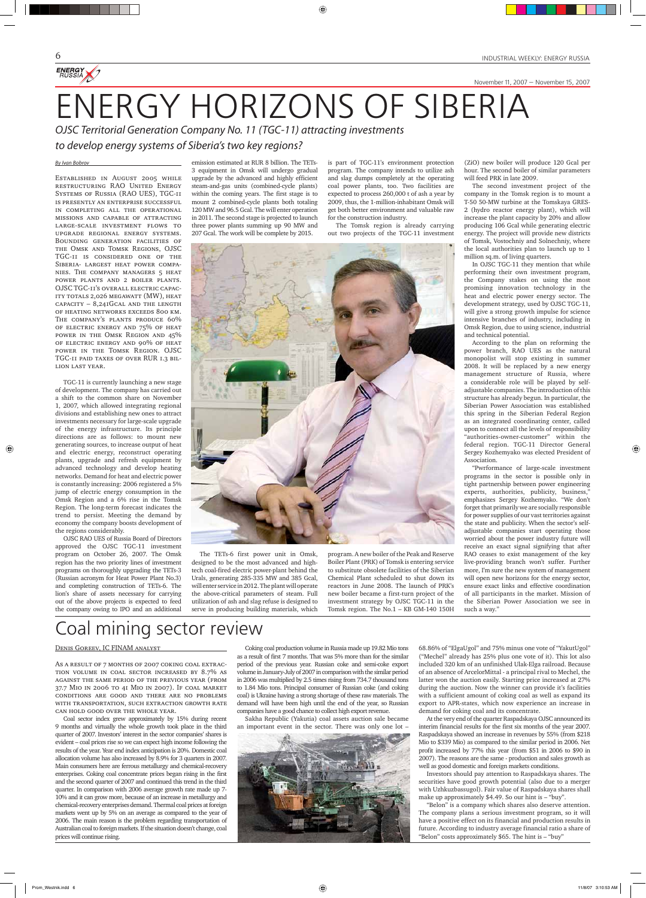# ENERGY HORIZONS OF SIBERIA

*OJSC Territorial Generation Company No. 11 (TGC-11) attracting investments to develop energy systems of Siberia's two key regions?*

*By Ivan Bobrov*

ESTABLISHED IN AUGUST 2005 WHILE RESTRUCTURING RAO UNITED ENERGY SYSTEMS OF RUSSIA (RAO UES), TGC-11 IS PRESENTLY AN ENTERPRISE SUCCESSFUL IN COMPLETING ALL THE OPERATIONAL MISSIONS AND CAPABLE OF ATTRACTING LARGE-SCALE INVESTMENT FLOWS TO UPGRADE REGIONAL ENERGY SYSTEMS. BOUNDING GENERATION FACILITIES OF THE OMSK AND TOMSK REGIONS, OJSC TGC-11 IS CONSIDERED ONE OF THE SIBERIA- LARGEST HEAT POWER COMPANIES. THE COMPANY MANAGERS 5 HEAT POWER PLANTS AND 2 BOILER PLANTS. OJSC TGC-11'S OVERALL ELECTRIC CAPACITY TOTALS 2,026 MEGAWATT (MW), HEAT CAPACITY – 8,241GCAL AND THE LENGTH OF HEATING NETWORKS EXCEEDS 800 KM. THE COMPANY'S PLANTS PRODUCE 60% OF ELECTRIC ENERGY AND 75% OF HEAT POWER IN THE OMSK REGION AND 45% OF ELECTRIC ENERGY AND 90% OF HEAT POWER IN THE TOMSK REGION. OJSC TGC-11 PAID TAXES OF OVER RUR 1.3 BILLION LAST YEAR.

TGC-11 is currently launching a new stage of development. The company has carried out a shift to the common share on November 1, 2007, which allowed integrating regional divisions and establishing new ones to attract investments necessary for large-scale upgrade of the energy infrastructure. Its principle directions are as follows: to mount new generating sources, to increase output of heat and electric energy, reconstruct operating plants, upgrade and refresh equipment by advanced technology and develop heating networks. Demand for heat and electric power is constantly increasing: 2006 registered a 5% jump of electric energy consumption in the Omsk Region and a 6% rise in the Tomsk Region. The long-term forecast indicates the trend to persist. Meeting the demand by economy the company boosts development of the regions considerably.

OJSC RAO UES of Russia Board of Directors approved the OJSC TGC-11 investment program on October 26, 2007. The Omsk region has the two priority lines of investment programs on thoroughly upgrading the TETs-3 (Russian acronym for Heat Power Plant No.3) and completing construction of TETs-6. The lion's share of assets necessary for carrying out of the above projects is expected to feed the company owing to IPO and an additional emission estimated at RUR 8 billion. The TETs-3 equipment in Omsk will undergo gradual upgrade by the advanced and highly efficient steam-and-gas units (combined-cycle plants) within the coming years. The first stage is to mount 2 combined-cycle plants both totaling 120 MW and 96.5 Gcal. The will enter operation in 2011. The second stage is projected to launch three power plants summing up 90 MW and 207 Gcal. The work will be complete by 2015.

The TETs-6 first power unit in Omsk, designed to be the most advanced and high-tech coal-fired electric power-plant behind the Urals, generating 285-335 MW and 385 Gcal, will enter service in 2012. The plant will operate the above-critical parameters of steam. Full utilization of ash and slag refuse is designed to serve in producing building materials, which is part of TGC-11's environment protection program. The company intends to utilize ash and slag dumps completely at the operating coal power plants, too. Two facilities are expected to process 260,000 t of ash a year by 2009, thus, the 1-million-inhabitant Omsk will get both better environment and valuable raw for the construction industry.

The Tomsk region is already carrying out two projects of the TGC-11 investment program. A new boiler of the Peak and Reserve Boiler Plant (PRK) of Tomsk is entering service to substitute obsolete facilities of the Siberian Chemical Plant scheduled to shut down its reactors in June 2008. The launch of PRK's new boiler became a first-turn project of the investment strategy by OJSC TGC-11 in the Tomsk region. The No.1 – KB GM-140 150H (ZiO) new boiler will produce 120 Gcal per hour. The second boiler of similar parameters will feed PRK in late 2009.

The second investment project of the company in the Tomsk region is to mount a T-50 50-MW turbine at the Tomskaya GRES-2 (hydro reactor energy plant), which will increase the plant capacity by 20% and allow producing 106 Gcal while generating electric energy. The project will provide new districts of Tomsk, Vostochniy and Solnechniy, where the local authorities plan to launch up to 1 million sq.m. of living quarters.

In OJSC TGC-11 they mention that while performing their own investment program, the Company stakes on using the most promising innovation technology in the heat and electric power energy sector. The development strategy, used by OJSC TGC-11, will give a strong growth impulse for science intensive branches of industry, including in Omsk Region, due to using science, industrial and technical potential.

According to the plan on reforming the power branch, RAO UES as the natural monopolist will stop existing in summer 2008. It will be replaced by a new energy management structure of Russia, where a considerable role will be played by self-adjustable companies. The introduction of this structure has already begun. In particular, the Siberian Power Association was established this spring in the Siberian Federal Region as an integrated coordinating center, called upon to connect all the levels of responsibility "authorities-owner-customer" within the federal region. TGC-11 Director General Sergey Kozhemyako was elected President of Association.

"Pwrformance of large-scale investment programs in the sector is possible only in tight partnership between power engineering experts, authorities, publicity, business," emphasizes Sergey Kozhemyako. "We don't forget that primarily we are socially responsible for power supplies of our vast territories against the state and publicity. When the sector's self-adjustable companies start operating those worried about the power industry future will receive an exact signal signifying that after RAO ceases to exist management of the key live-providing branch won't suffer. Further more, I'm sure the new system of management will open new horizons for the energy sector, ensure exact links and effective coordination of all participants in the market. Mission of the Siberian Power Association we see in such a way."

# Coal mining sector review

DENIS GOREEV, IC FINAM ANALYST

AS A RESULT OF 7 MONTHS OF 2007 COKING COAL EXTRACTION VOLUME IN COAL SECTOR INCREASED BY 8.7% AS AGAINST THE SAME PERIOD OF THE PREVIOUS YEAR (FROM 37.7 MIO IN 2006 TO 41 MIO IN 2007). IF COAL MARKET CONDITIONS ARE GOOD AND THERE ARE NO PROBLEMS WITH TRANSPORTATION, SUCH EXTRACTION GROWTH RATE CAN HOLD GOOD OVER THE WHOLE YEAR.

Coal sector index grew approximately by 15% during recent 9 months and virtually the whole growth took place in the third quarter of 2007. Investors' interest in the sector companies' shares is evident – coal prices rise so we can expect high income following the results of the year. Year end index anticipation is 20%. Domestic coal allocation volume has also increased by 8.9% for 3 quarters in 2007. Main consumers here are ferrous metallurgy and chemical-recovery enterprises. Coking coal concentrate prices began rising in the first and the second quarter of 2007 and continued this trend in the third quarter. In comparison with 2006 average growth rate made up 7-10% and it can grow more, because of an increase in metallurgy and chemical-recovery enterprises demand. Thermal coal prices at foreign markets went up by 5% on an average as compared to the year of 2006. The main reason is the problem regarding transportation of Australian coal to foreign markets. If the situation doesn't change, coal prices will continue rising.

Coking coal production volume in Russia made up 19.82 Mio tons as a result of first 7 months. That was 5% more than for the similar period of the previous year. Russian coke and semi-coke export volume in January-July of 2007 in comparison with the similar period in 2006 was multiplied by 2.5 times rising from 734.7 thousand tons to 1.84 Mio tons. Principal consumer of Russian coke (and coking coal) is Ukraine having a strong shortage of these raw materials. The demand will have been high until the end of the year, so Russian companies have a good chance to collect high export revenue.

Sakha Republic (Yakutia) coal assets auction sale became an important event in the sector. There was only one lot – 68.86% of "ElgaUgol" and 75% minus one vote of "YakutUgol" ("Mechel" already has 25% plus one vote of it). This lot also included 320 km of an unfinished Ulak-Elga railroad. Because of an absence of ArcelorMittal - a principal rival to Mechel, the latter won the auction easily. Starting price increased at 27% during the auction. Now the winner can provide it's facilities with a sufficient amount of coking coal as well as expand its export to APR-states, which now experience an increase in demand for coking coal and its concentrate.

At the very end of the quarter Raspadskaya OJSC announced its interim financial results for the first six months of the year 2007. Raspadskaya showed an increase in revenues by 55% (from $218 Mio to $339 Mio) as compared to the similar period in 2006. Net profit increased by 77% this year (from $51 in 2006 to $90 in 2007). The reasons are the same - production and sales growth as well as good domestic and foreign markets conditions.

Investors should pay attention to Raspadskaya shares. The securities have good growth potential (also due to a merger with Uzhkuzbassugol). Fair value of Raspadskaya shares shall make up approximately $4.49. So our hint is – "buy".

"Belon" is a company which shares also deserve attention. The company plans a serious investment program, so it will have a positive effect on its financial and production results in future. According to industry average financial ratio a share of "Belon" costs approximately $65. The hint is – "buy"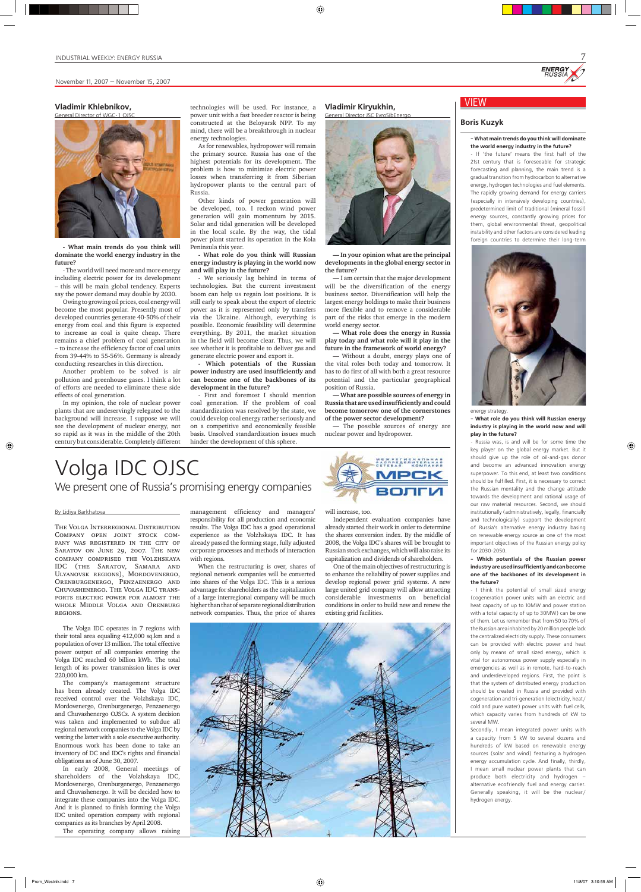## Vladimir Khlebnikov,

General Director of WGC-1 OJSC

**- What main trends do you think will dominate the world energy industry in the future?**

- The world will need more and more energy including electric power for its development – this will be main global tendency. Experts say the power demand may double by 2030.

Owing to growing oil prices, coal energy will become the most popular. Presently most of developed countries generate 40-50% of their energy from coal and this figure is expected to increase as coal is quite cheap. There remains a chief problem of coal generation – to increase the efficiency factor of coal units from 39-44% to 55-56%. Germany is already conducting researches in this direction.

Another problem to be solved is air pollution and greenhouse gases. I think a lot of efforts are needed to eliminate these side effects of coal generation.

In my opinion, the role of nuclear power plants that are undeservingly relegated to the background will increase. I suppose we will see the development of nuclear energy, not so rapid as it was in the middle of the 20th century but considerable. Completely different technologies will be used. For instance, a power unit with a fast breeder reactor is being constructed at the Beloyarsk NPP. To my mind, there will be a breakthrough in nuclear energy technologies.

As for renewables, hydropower will remain the primary source. Russia has one of the highest potentials for its development. The problem is how to minimize electric power losses when transferring it from Siberian hydropower plants to the central part of Russia.

Other kinds of power generation will be developed, too. I reckon wind power generation will gain momentum by 2015. Solar and tidal generation will be developed in the local scale. By the way, the tidal power plant started its operation in the Kola Peninsula this year.

**- What role do you think will Russian energy industry is playing in the world now and will play in the future?**

- We seriously lag behind in terms of technologies. But the current investment boom can help us regain lost positions. It is still early to speak about the export of electric power as it is represented only by transfers via the Ukraine. Although, everything is possible. Economic feasibility will determine everything. By 2011, the market situation in the field will become clear. Thus, we will see whether it is profitable to deliver gas and generate electric power and export it.

**- Which potentials of the Russian power industry are used insufficiently and can become one of the backbones of its development in the future?**

- First and foremost I should mention coal generation. If the problem of coal standardization was resolved by the state, we could develop coal energy rather seriously and on a competitive and economically feasible basis. Unsolved standardization issues much hinder the development of this sphere.

## Vladimir Kiryukhin,

General Director JSC EvroSibEnergo

**— In your opinion what are the principal developments in the global energy sector in the future?**

— I am certain that the major development will be the diversification of the energy business sector. Diversification will help the largest energy holdings to make their business more flexible and to remove a considerable part of the risks that emerge in the modern world energy sector.

**— What role does the energy in Russia play today and what role will it play in the future in the framework of world energy?**

— Without a doubt, energy plays one of the vital roles both today and tomorrow. It has to do first of all with both a great resource potential and the particular geographical position of Russia.

**— What are possible sources of energy in Russia that are used insufficiently and could become tomorrow one of the cornerstones of the power sector development?**

— The possible sources of energy are nuclear power and hydropower.

## VIEW

### Boris Kuzyk

**– What main trends do you think will dominate the world energy industry in the future?**

- If 'the future' means the first half of the 21st century that is foreseeable for strategic forecasting and planning, the main trend is a gradual transition from hydrocarbon to alternative energy, hydrogen technologies and fuel elements. The rapidly growing demand for energy carriers (especially in intensively developing countries), predetermined limit of traditional (mineral fossil) energy sources, constantly growing prices for them, global environmental threat, geopolitical instability and other factors are considered leading foreign countries to determine their long-term energy strategy.

**– What role do you think will Russian energy industry is playing in the world now and will play in the future?**

- Russia was, is and will be for some time the key player on the global energy market. But it should give up the role of oil-and-gas donor and become an advanced innovation energy superpower. To this end, at least two conditions should be fulfilled. First, it is necessary to correct the Russian mentality and the change attitude towards the development and rational usage of our raw material resources. Second, we should institutionally (administratively, legally, financially and technologically) support the development of Russia's alternative energy industry basing on renewable energy source as one of the most important objectives of the Russian energy policy for 2030-2050.

**– Which potentials of the Russian power industry are used insufficiently and can become one of the backbones of its development in the future?**

- I think the potential of small sized energy (cogeneration power units with an electric and heat capacity of up to 10MW and power station with a total capacity of up to 30MW) can be one of them. Let us remember that from 50 to 70% of the Russian area inhabited by 20 million people lack the centralized electricity supply. These consumers can be provided with electric power and heat only by means of small sized energy, which is vital for autonomous power supply especially in emergencies as well as in remote, hard-to-reach and underdeveloped regions. First, the point is that the system of distributed energy production should be created in Russia and provided with cogeneration and tri-generation (electricity, heat/cold and pure water) power units with fuel cells, which capacity varies from hundreds of kW to several MW.

Secondly, I mean integrated power units with a capacity from 5 kW to several dozens and hundreds of kW based on renewable energy sources (solar and wind) featuring a hydrogen energy accumulation cycle. And finally, thirdly, I mean small nuclear power plants that can produce both electricity and hydrogen – alternative ecofriendly fuel and energy carrier. Generally speaking, it will be the nuclear/hydrogen energy.

# Volga IDC OJSC

## We present one of Russia's promising energy companies

By Lidiya Barkhatova

THE VOLGA INTERREGIONAL DISTRIBUTION COMPANY OPEN JOINT STOCK COMPANY WAS REGISTERED IN THE CITY OF SARATOV ON JUNE 29, 2007. THE NEW COMPANY COMPRISED THE VOLZHSKAYA IDC (THE SARATOV, SAMARA AND ULYANOVSK REGIONS), MORDOVENERGO, ORENBURGENERGO, PENZAENERGO AND CHUVASHENERGO. THE VOLGA IDC TRANSPORTS ELECTRIC POWER FOR ALMOST THE WHOLE MIDDLE VOLGA AND ORENBURG REGIONS.

The Volga IDC operates in 7 regions with their total area equaling 412,000 sq.km and a population of over 13 million. The total effective power output of all companies entering the Volga IDC reached 60 billion kWh. The total length of its power transmission lines is over 220,000 km.

The company's management structure has been already created. The Volga IDC received control over the Volzhskaya IDC, Mordovenergo, Orenburgenergo, Penzaenergo and Chuvashenergo OJSCs. A system decision was taken and implemented to subdue all regional network companies to the Volga IDC by vesting the latter with a sole executive authority. Enormous work has been done to take an inventory of DC and IDC's rights and financial obligations as of June 30, 2007.

In early 2008, General meetings of shareholders of the Volzhskaya IDC, Mordovenergo, Orenburgenergo, Penzaenergo and Chuvashenergo. It will be decided how to integrate these companies into the Volga IDC. And it is planned to finish forming the Volga IDC united operation company with regional companies as its branches by April 2008.

The operating company allows raising management efficiency and managers' responsibility for all production and economic results. The Volga IDC has a good operational experience as the Volzhskaya IDC. It has already passed the forming stage, fully adjusted corporate processes and methods of interaction with regions.

When the restructuring is over, shares of regional network companies will be converted into shares of the Volga IDC. This is a serious advantage for shareholders as the capitalization of a large interregional company will be much higher than that of separate regional distribution network companies. Thus, the price of shares will increase, too.

Independent evaluation companies have already started their work in order to determine the shares conversion index. By the middle of 2008, the Volga IDC's shares will be brought to Russian stock exchanges, which will also raise its capitalization and dividends of shareholders.

One of the main objectives of restructuring is to enhance the reliability of power supplies and develop regional power grid systems. A new large united grid company will allow attracting considerable investments on beneficial conditions in order to build new and renew the existing grid facilities.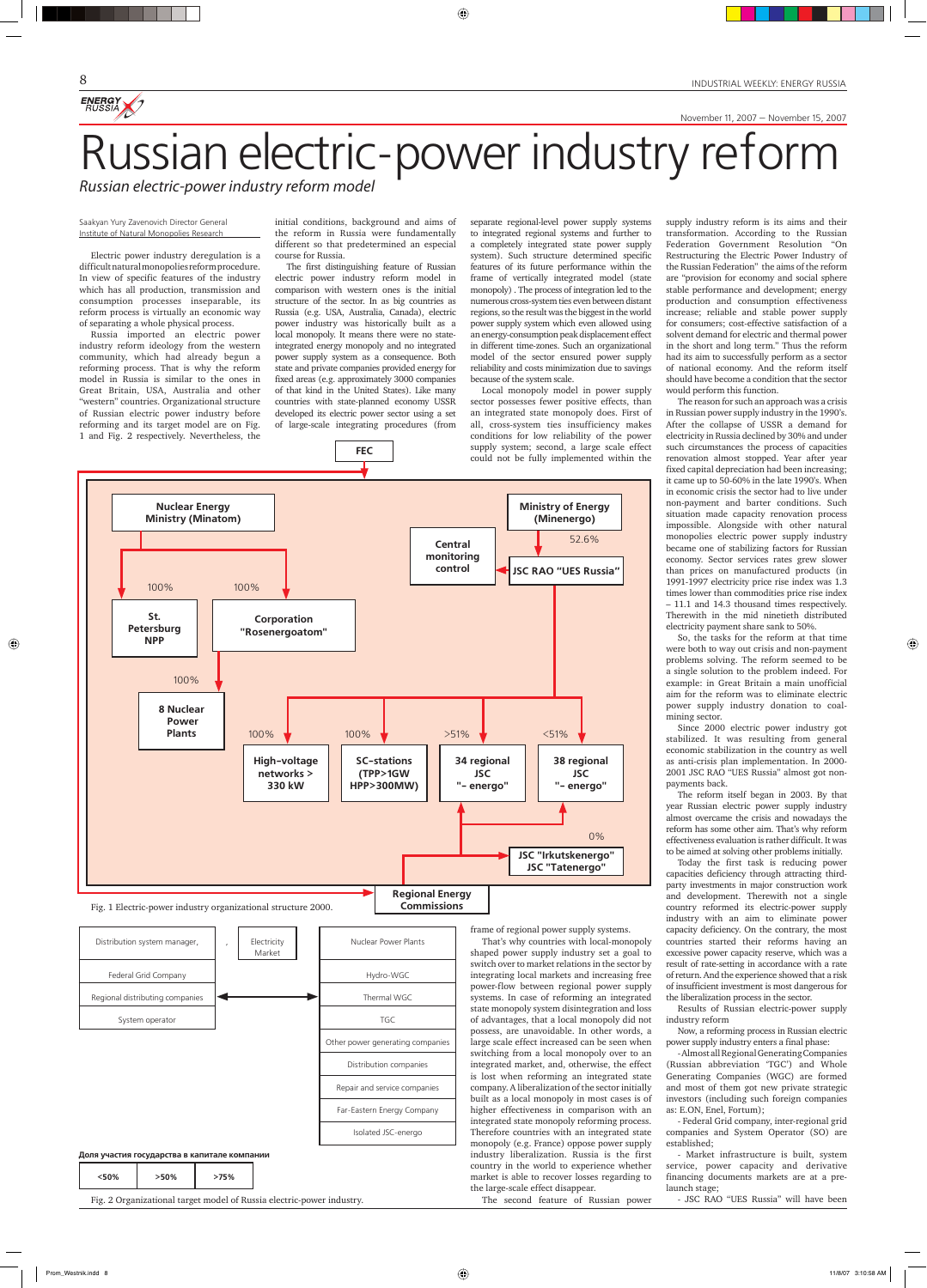# Russian electric-power industry reform

*Russian electric-power industry reform model*

Saakyan Yury Zavenovich Director General
Institute of Natural Monopolies Research

Electric power industry deregulation is a difficult natural monopolies reform procedure. In view of specific features of the industry which has all production, transmission and consumption processes inseparable, its reform process is virtually an economic way of separating a whole physical process.

Russia imported an electric power industry reform ideology from the western community, which had already begun a reforming process. That is why the reform model in Russia is similar to the ones in Great Britain, USA, Australia and other "western" countries. Organizational structure of Russian electric power industry before reforming and its target model are on Fig. 1 and Fig. 2 respectively. Nevertheless, the initial conditions, background and aims of the reform in Russia were fundamentally different so that predetermined an especial course for Russia.

The first distinguishing feature of Russian electric power industry reform model in comparison with western ones is the initial structure of the sector. In as big countries as Russia (e.g. USA, Australia, Canada), electric power industry was historically built as a local monopoly. It means there were no state-integrated energy monopoly and no integrated power supply system as a consequence. Both state and private companies provided energy for fixed areas (e.g. approximately 3000 companies of that kind in the United States). Like many countries with state-planned economy USSR developed its electric power sector using a set of large-scale integrating procedures (from separate regional-level power supply systems to integrated regional systems and further to a completely integrated state power supply system). Such structure determined specific features of its future performance within the frame of vertically integrated model (state monopoly) . The process of integration led to the numerous cross-system ties even between distant regions, so the result was the biggest in the world power supply system which even allowed using an energy-consumption peak displacement effect in different time-zones. Such an organizational model of the sector ensured power supply reliability and costs minimization due to savings because of the system scale.

Local monopoly model in power supply sector possesses fewer positive effects, than an integrated state monopoly does. First of all, cross-system ties insufficiency makes conditions for low reliability of the power supply system; second, a large scale effect could not be fully implemented within the frame of regional power supply systems.

That's why countries with local-monopoly shaped power supply industry set a goal to switch over to market relations in the sector by integrating local markets and increasing free power-flow between regional power supply systems. In case of reforming an integrated state monopoly system disintegration and loss of advantages, that a local monopoly did not possess, are unavoidable. In other words, a large scale effect increased can be seen when switching from a local monopoly over to an integrated market, and, otherwise, the effect is lost when reforming an integrated state company. A liberalization of the sector initially built as a local monopoly in most cases is of higher effectiveness in comparison with an integrated state monopoly reforming process. Therefore countries with an integrated state monopoly (e.g. France) oppose power supply industry liberalization. Russia is the first country in the world to experience whether market is able to recover losses regarding to the large-scale effect disappear.

The second feature of Russian power supply industry reform is its aims and their transformation. According to the Russian Federation Government Resolution "On Restructuring the Electric Power Industry of the Russian Federation" the aims of the reform are "provision for economy and social sphere stable performance and development; energy production and consumption effectiveness increase; reliable and stable power supply for consumers; cost-effective satisfaction of a solvent demand for electric and thermal power in the short and long term." Thus the reform had its aim to successfully perform as a sector of national economy. And the reform itself should have become a condition that the sector would perform this function.

The reason for such an approach was a crisis in Russian power supply industry in the 1990's. After the collapse of USSR a demand for electricity in Russia declined by 30% and under such circumstances the process of capacities renovation almost stopped. Year after year fixed capital depreciation had been increasing; it came up to 50-60% in the late 1990's. When in economic crisis the sector had to live under non-payment and barter conditions. Such situation made capacity renovation process impossible. Alongside with other natural monopolies electric power supply industry became one of stabilizing factors for Russian economy. Sector services rates grew slower than prices on manufactured products (in 1991-1997 electricity price rise index was 1.3 times lower than commodities price rise index – 11.1 and 14.3 thousand times respectively. Therewith in the mid ninetieth distributed electricity payment share sank to 50%.

So, the tasks for the reform at that time were both to way out crisis and non-payment problems solving. The reform seemed to be a single solution to the problem indeed. For example: in Great Britain a main unofficial aim for the reform was to eliminate electric power supply industry donation to coal-mining sector.

Since 2000 electric power industry got stabilized. It was resulting from general economic stabilization in the country as well as anti-crisis plan implementation. In 2000-2001 JSC RAO "UES Russia" almost got non-payments back.

The reform itself began in 2003. By that year Russian electric power supply industry almost overcame the crisis and nowadays the reform has some other aim. That's why reform effectiveness evaluation is rather difficult. It was to be aimed at solving other problems initially.

Today the first task is reducing power capacities deficiency through attracting third-party investments in major construction work and development. Therewith not a single country reformed its electric-power supply industry with an aim to eliminate power capacity deficiency. On the contrary, the most countries started their reforms having an excessive power capacity reserve, which was a result of rate-setting in accordance with a rate of return. And the experience showed that a risk of insufficient investment is most dangerous for the liberalization process in the sector.

Results of Russian electric-power supply industry reform

Now, a reforming process in Russian electric power supply industry enters a final phase:

- Almost all Regional Generating Companies (Russian abbreviation 'TGC') and Whole Generating Companies (WGC) are formed and most of them got new private strategic investors (including such foreign companies as: E.ON, Enel, Fortum);
- Federal Grid company, inter-regional grid companies and System Operator (SO) are established;
- Market infrastructure is built, system service, power capacity and derivative financing documents markets are at a pre-launch stage;
- JSC RAO "UES Russia" will have been

FEC

Nuclear Energy Ministry (Minatom) → 100% St. Petersburg NPP; 100% Corporation "Rosenergoatom" → 100% 8 Nuclear Power Plants

Ministry of Energy (Minenergo) → 52.6% JSC RAO "UES Russia" (Central monitoring control) → 100% High-voltage networks > 330 kW; 100% SC-stations (TPP>1GW HPP>300MW); >51% 34 regional JSC "- energo"; <51% 38 regional JSC "- energo"; 0% JSC "Irkutskenergo" JSC "Tatenergo"

Regional Energy Commissions

Fig. 1 Electric-power industry organizational structure 2000.

| Distribution system manager, | Electricity Market | Nuclear Power Plants |
|---|---|---|
| Federal Grid Company | | Hydro-WGC |
| Regional distributing companies | | Thermal WGC |
| System operator | | TGC |
| | | Other power generating companies |
| | | Distribution companies |
| | | Repair and service companies |
| | | Far-Eastern Energy Company |
| | | Isolated JSC-energo |

Доля участия государства в капитале компании

| <50% | >50% | >75% |
|---|---|---|

Fig. 2 Organizational target model of Russia electric-power industry.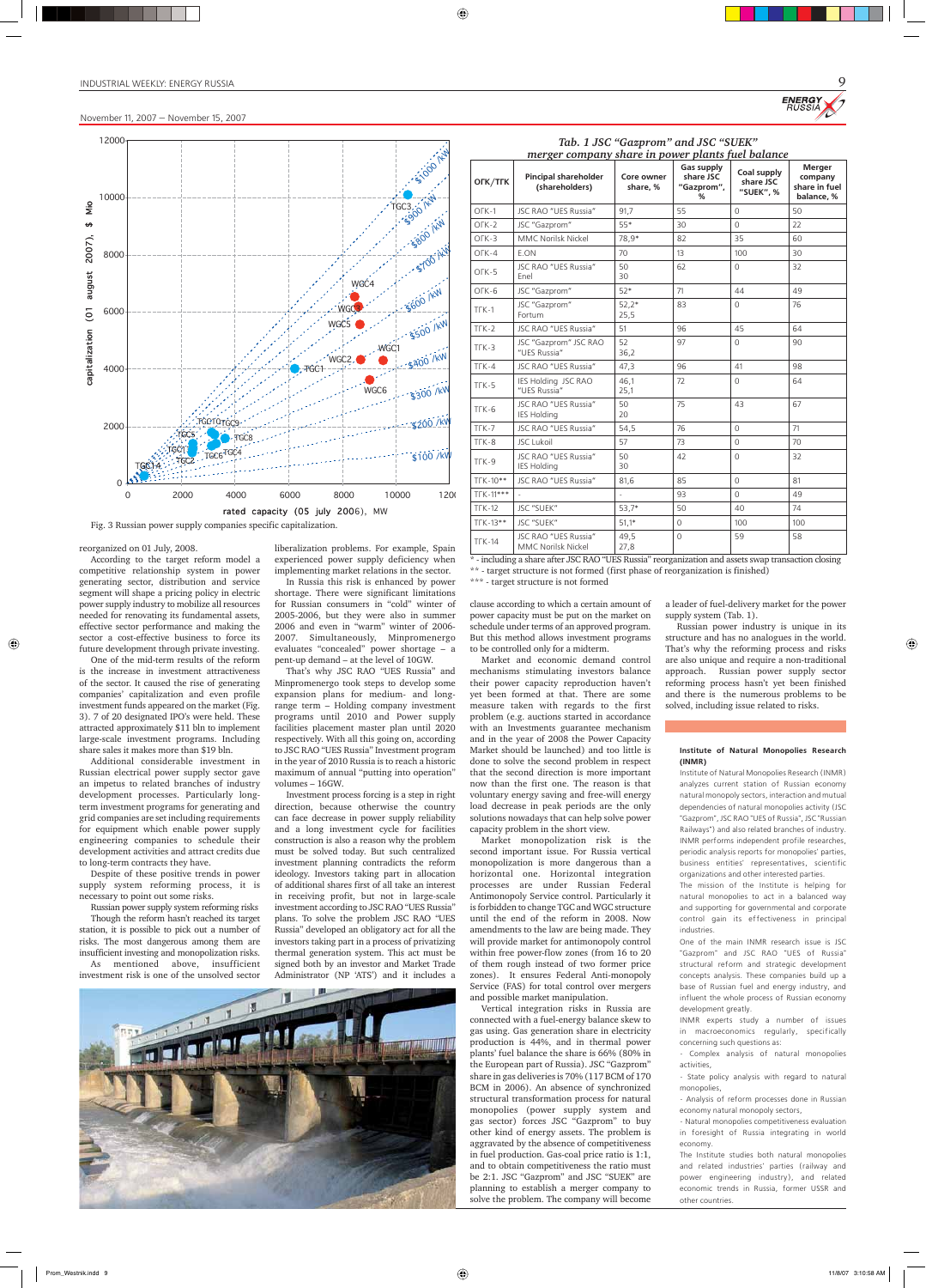Fig. 3 Russian power supply companies specific capitalization.

reorganized on 01 July, 2008.

According to the target reform model a competitive relationship system in power generating sector, distribution and service segment will shape a pricing policy in electric power supply industry to mobilize all resources needed for renovating its fundamental assets, effective sector performance and making the sector a cost-effective business to force its future development through private investing.

One of the mid-term results of the reform is the increase in investment attractiveness of the sector. It caused the rise of generating companies' capitalization and even profile investment funds appeared on the market (Fig. 3). 7 of 20 designated IPO's were held. These attracted approximately $11 bln to implement large-scale investment programs. Including share sales it makes more than $19 bln.

Additional considerable investment in Russian electrical power supply sector gave an impetus to related branches of industry development processes. Particularly long-term investment programs for generating and grid companies are set including requirements for equipment which enable power supply engineering companies to schedule their development activities and attract credits due to long-term contracts they have.

Despite of these positive trends in power supply system reforming process, it is necessary to point out some risks.

Russian power supply system reforming risks

Though the reform hasn't reached its target station, it is possible to pick out a number of risks. The most dangerous among them are insufficient investing and monopolization risks. As mentioned above, insufficient investment risk is one of the unsolved sector liberalization problems. For example, Spain experienced power supply deficiency when implementing market relations in the sector.

In Russia this risk is enhanced by power shortage. There were significant limitations for Russian consumers in "cold" winter of 2005-2006, but they were also in summer 2006 and even in "warm" winter of 2006-2007. Simultaneously, Minpromenergo evaluates "concealed" power shortage – a pent-up demand – at the level of 10GW.

That's why JSC RAO "UES Russia" and Minpromenergo took steps to develop some expansion plans for medium- and long-range term – Holding company investment programs until 2010 and Power supply facilities placement master plan until 2020 respectively. With all this going on, according to JSC RAO "UES Russia" Investment program in the year of 2010 Russia is to reach a historic maximum of annual "putting into operation" volumes – 16GW.

Investment process forcing is a step in right direction, because otherwise the country can face decrease in power supply reliability and a long investment cycle for facilities construction is also a reason why the problem must be solved today. But such centralized investment planning contradicts the reform ideology. Investors taking part in allocation of additional shares first of all take an interest in receiving profit, but not in large-scale investment according to JSC RAO "UES Russia" plans. To solve the problem JSC RAO "UES Russia" developed an obligatory act for all the investors taking part in a process of privatizing thermal generation system. This act must be signed both by an investor and Market Trade Administrator (NP 'ATS') and it includes a clause according to which a certain amount of power capacity must be put on the market on schedule under terms of an approved program. But this method allows investment programs to be controlled only for a midterm.

Market and economic demand control mechanisms stimulating investors balance their power capacity reproduction haven't yet been formed at that. There are some measure taken with regards to the first problem (e.g. auctions started in accordance with an Investments guarantee mechanism and in the year of 2008 the Power Capacity Market should be launched) and too little is done to solve the second problem in respect that the second direction is more important now than the first one. The reason is that voluntary energy saving and free-will energy load decrease in peak periods are the only solutions nowadays that can help solve power capacity problem in the short view.

Market monopolization risk is the second important issue. For Russia vertical monopolization is more dangerous than a horizontal one. Horizontal integration processes are under Russian Federal Antimonopoly Service control. Particularly it is forbidden to change TGC and WGC structure until the end of the reform in 2008. Now amendments to the law are being made. They will provide market for antimonopoly control within free power-flow zones (from 16 to 20 of them rough instead of two former price zones). It ensures Federal Anti-monopoly Service (FAS) for total control over mergers and possible market manipulation.

Vertical integration risks in Russia are connected with a fuel-energy balance skew to gas using. Gas generation share in electricity production is 44%, and in thermal power plants' fuel balance the share is 66% (80% in the European part of Russia). JSC "Gazprom" share in gas deliveries is 70% (117 BCM of 170 BCM in 2006). An absence of synchronized structural transformation process for natural monopolies (power supply system and gas sector) forces JSC "Gazprom" to buy other kind of energy assets. The problem is aggravated by the absence of competitiveness in fuel production. Gas-coal price ratio is 1:1, and to obtain competitiveness the ratio must be 2:1. JSC "Gazprom" and JSC "SUEK" are planning to establish a merger company to solve the problem. The company will become a leader of fuel-delivery market for the power supply system (Tab. 1).

Russian power industry is unique in its structure and has no analogues in the world. That's why the reforming process and risks are also unique and require a non-traditional approach. Russian power supply sector reforming process hasn't yet been finished and there is the numerous problems to be solved, including issue related to risks.

*Tab. 1 JSC "Gazprom" and JSC "SUEK" merger company share in power plants fuel balance*

| ОГК/ТГК | Pincipal shareholder (shareholders) | Core owner share, % | Gas supply share JSC "Gazprom", % | Coal supply share JSC "SUEK", % | Merger company share in fuel balance, % |
|---|---|---|---|---|---|
| ОГК-1 | JSC RAO "UES Russia" | 91,7 | 55 | 0 | 50 |
| ОГК-2 | JSC "Gazprom" | 55* | 30 | 0 | 22 |
| ОГК-3 | MMC Norilsk Nickel | 78,9* | 82 | 35 | 60 |
| ОГК-4 | E.ON | 70 | 13 | 100 | 30 |
| ОГК-5 | JSC RAO "UES Russia" Enel | 50 30 | 62 | 0 | 32 |
| ОГК-6 | JSC "Gazprom" | 52* | 71 | 44 | 49 |
| ТГК-1 | JSC "Gazprom" Fortum | 52,2* 25,5 | 83 | 0 | 76 |
| ТГК-2 | JSC RAO "UES Russia" | 51 | 96 | 45 | 64 |
| ТГК-3 | JSC "Gazprom" JSC RAO "UES Russia" | 52 36,2 | 97 | 0 | 90 |
| ТГК-4 | JSC RAO "UES Russia" | 47,3 | 96 | 41 | 98 |
| ТГК-5 | IES Holding JSC RAO "UES Russia" | 46,1 25,1 | 72 | 0 | 64 |
| ТГК-6 | JSC RAO "UES Russia" IES Holding | 50 20 | 75 | 43 | 67 |
| ТГК-7 | JSC RAO "UES Russia" | 54,5 | 76 | 0 | 71 |
| ТГК-8 | JSC Lukoil | 57 | 73 | 0 | 70 |
| ТГК-9 | JSC RAO "UES Russia" IES Holding | 50 30 | 42 | 0 | 32 |
| ТГК-10** | JSC RAO "UES Russia" | 81,6 | 85 | 0 | 81 |
| ТГК-11*** | - | - | 93 | 0 | 49 |
| ТГК-12 | JSC "SUEK" | 53,7* | 50 | 40 | 74 |
| ТГК-13** | JSC "SUEK" | 51,1* | 0 | 100 | 100 |
| ТГК-14 | JSC RAO "UES Russia" MMC Norilsk Nickel | 49,5 27,8 | 0 | 59 | 58 |

\* - including a share after JSC RAO "UES Russia" reorganization and assets swap transaction closing

\** - target structure is not formed (first phase of reorganization is finished)

\*** - target structure is not formed

### Institute of Natural Monopolies Research (INMR)

Institute of Natural Monopolies Research (INMR) analyzes current station of Russian economy natural monopoly sectors, interaction and mutual dependencies of natural monopolies activity (JSC "Gazprom", JSC RAO "UES of Russia", JSC "Russian Railways") and also related branches of industry. INMR performs independent profile researches, periodic analysis reports for monopolies' parties, business entities' representatives, scientific organizations and other interested parties.

The mission of the Institute is helping for natural monopolies to act in a balanced way and supporting for governmental and corporate control gain its effectiveness in principal industries.

One of the main INMR research issue is JSC "Gazprom" and JSC RAO "UES of Russia" structural reform and strategic development concepts analysis. These companies build up a base of Russian fuel and energy industry, and influent the whole process of Russian economy development greatly.

INMR experts study a number of issues in macroeconomics regularly, specifically concerning such questions as:

- Complex analysis of natural monopolies activities,
- State policy analysis with regard to natural monopolies,
- Analysis of reform processes done in Russian economy natural monopoly sectors,
- Natural monopolies competitiveness evaluation in foresight of Russia integrating in world economy.

The Institute studies both natural monopolies and related industries' parties (railway and power engineering industry), and related economic trends in Russia, former USSR and other countries.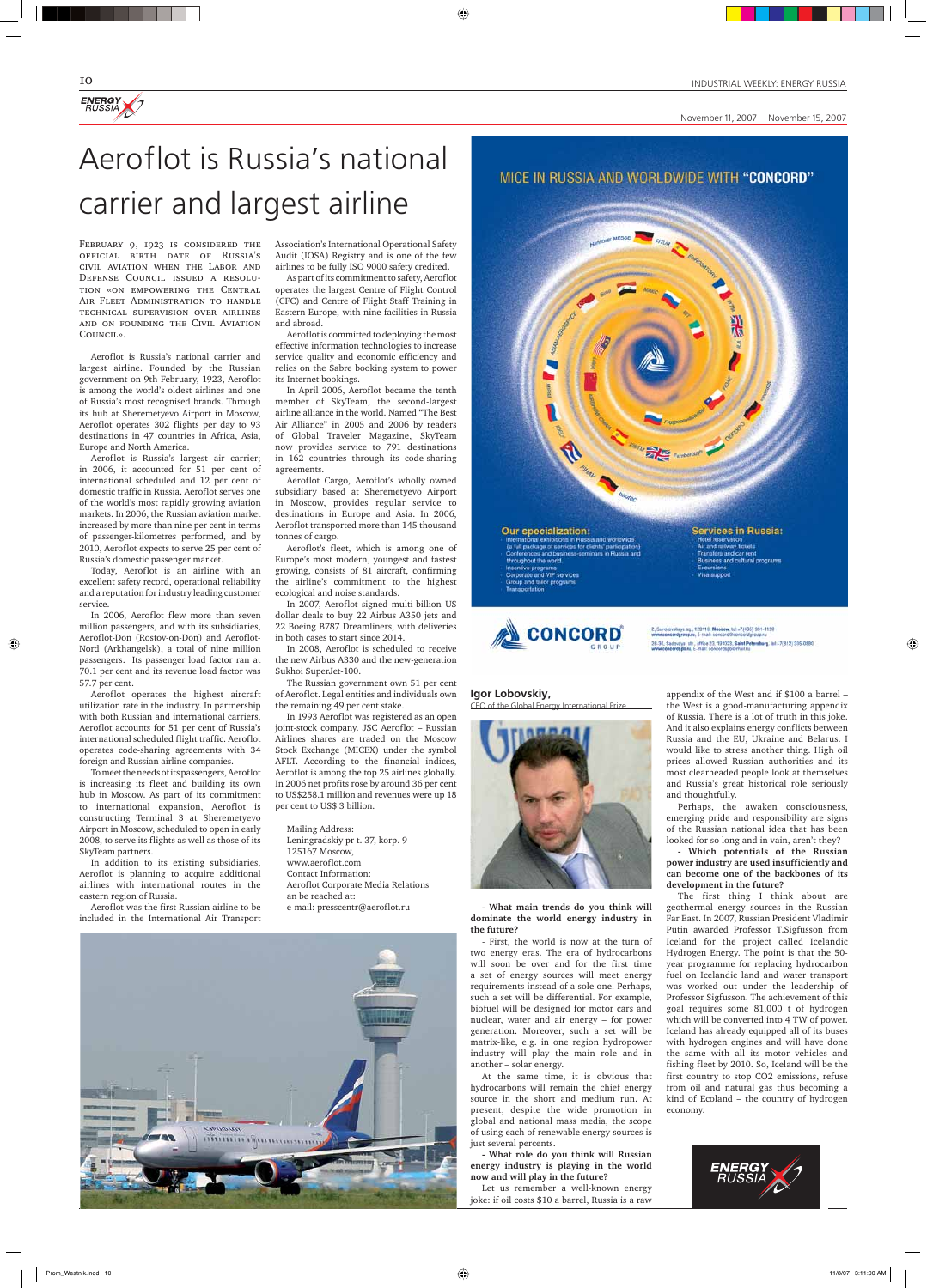# Aeroflot is Russia's national carrier and largest airline

FEBRUARY 9, 1923 IS CONSIDERED THE OFFICIAL BIRTH DATE OF RUSSIA'S CIVIL AVIATION WHEN THE LABOR AND DEFENSE COUNCIL ISSUED A RESOLUTION «ON EMPOWERING THE CENTRAL AIR FLEET ADMINISTRATION TO HANDLE TECHNICAL SUPERVISION OVER AIRLINES AND ON FOUNDING THE CIVIL AVIATION COUNCIL».

Aeroflot is Russia's national carrier and largest airline. Founded by the Russian government on 9th February, 1923, Aeroflot is among the world's oldest airlines and one of Russia's most recognised brands. Through its hub at Sheremetyevo Airport in Moscow, Aeroflot operates 302 flights per day to 93 destinations in 47 countries in Africa, Asia, Europe and North America.

Aeroflot is Russia's largest air carrier; in 2006, it accounted for 51 per cent of international scheduled and 12 per cent of domestic traffic in Russia. Aeroflot serves one of the world's most rapidly growing aviation markets. In 2006, the Russian aviation market increased by more than nine per cent in terms of passenger-kilometres performed, and by 2010, Aeroflot expects to serve 25 per cent of Russia's domestic passenger market.

Today, Aeroflot is an airline with an excellent safety record, operational reliability and a reputation for industry leading customer service.

In 2006, Aeroflot flew more than seven million passengers, and with its subsidiaries, Aeroflot-Don (Rostov-on-Don) and Aeroflot-Nord (Arkhangelsk), a total of nine million passengers. Its passenger load factor ran at 70.1 per cent and its revenue load factor was 57.7 per cent.

Aeroflot operates the highest aircraft utilization rate in the industry. In partnership with both Russian and international carriers, Aeroflot accounts for 51 per cent of Russia's international scheduled flight traffic. Aeroflot operates code-sharing agreements with 34 foreign and Russian airline companies.

To meet the needs of its passengers, Aeroflot is increasing its fleet and building its own hub in Moscow. As part of its commitment to international expansion, Aeroflot is constructing Terminal 3 at Sheremetyevo Airport in Moscow, scheduled to open in early 2008, to serve its flights as well as those of its SkyTeam partners.

In addition to its existing subsidiaries, Aeroflot is planning to acquire additional airlines with international routes in the eastern region of Russia.

Aeroflot was the first Russian airline to be included in the International Air Transport Association's International Operational Safety Audit (IOSA) Registry and is one of the few airlines to be fully ISO 9000 safety credited.

As part of its commitment to safety, Aeroflot operates the largest Centre of Flight Control (CFC) and Centre of Flight Staff Training in Eastern Europe, with nine facilities in Russia and abroad.

Aeroflot is committed to deploying the most effective information technologies to increase service quality and economic efficiency and relies on the Sabre booking system to power its Internet bookings.

In April 2006, Aeroflot became the tenth member of SkyTeam, the second-largest airline alliance in the world. Named "The Best Air Alliance" in 2005 and 2006 by readers of Global Traveler Magazine, SkyTeam now provides service to 791 destinations in 162 countries through its code-sharing agreements.

Aeroflot Cargo, Aeroflot's wholly owned subsidiary based at Sheremetyevo Airport in Moscow, provides regular service to destinations in Europe and Asia. In 2006, Aeroflot transported more than 145 thousand tonnes of cargo.

Aeroflot's fleet, which is among one of Europe's most modern, youngest and fastest growing, consists of 81 aircraft, confirming the airline's commitment to the highest ecological and noise standards.

In 2007, Aeroflot signed multi-billion US dollar deals to buy 22 Airbus A350 jets and 22 Boeing B787 Dreamliners, with deliveries in both cases to start since 2014.

In 2008, Aeroflot is scheduled to receive the new Airbus A330 and the new-generation Sukhoi SuperJet-100.

The Russian government own 51 per cent of Aeroflot. Legal entities and individuals own the remaining 49 per cent stake.

In 1993 Aeroflot was registered as an open joint-stock company. JSC Aeroflot – Russian Airlines shares are traded on the Moscow Stock Exchange (MICEX) under the symbol AFLT. According to the financial indices, Aeroflot is among the top 25 airlines globally. In 2006 net profits rose by around 36 per cent to US$258.1 million and revenues were up 18 per cent to US$ 3 billion.

Mailing Address:
Leningradskiy pr-t. 37, korp. 9
125167 Moscow,
www.aeroflot.com
Contact Information:
Aeroflot Corporate Media Relations
an be reached at:
e-mail: presscentr@aeroflot.ru

## Igor Lobovskiy,

CEO of the Global Energy International Prize

**- What main trends do you think will dominate the world energy industry in the future?**

- First, the world is now at the turn of two energy eras. The era of hydrocarbons will soon be over and for the first time a set of energy sources will meet energy requirements instead of a sole one. Perhaps, such a set will be differential. For example, biofuel will be designed for motor cars and nuclear, water and air energy – for power generation. Moreover, such a set will be matrix-like, e.g. in one region hydropower industry will play the main role and in another – solar energy.

At the same time, it is obvious that hydrocarbons will remain the chief energy source in the short and medium run. At present, despite the wide promotion in global and national mass media, the scope of using each of renewable energy sources is just several percents.

**- What role do you think will Russian energy industry is playing in the world now and will play in the future?**

Let us remember a well-known energy joke: if oil costs $10 a barrel, Russia is a raw appendix of the West and if $100 a barrel – the West is a good-manufacturing appendix of Russia. There is a lot of truth in this joke. And it also explains energy conflicts between Russia and the EU, Ukraine and Belarus. I would like to stress another thing. High oil prices allowed Russian authorities and its most clearheaded people look at themselves and Russia's great historical role seriously and thoughtfully.

Perhaps, the awaken consciousness, emerging pride and responsibility are signs of the Russian national idea that has been looked for so long and in vain, aren't they?

**- Which potentials of the Russian power industry are used insufficiently and can become one of the backbones of its development in the future?**

The first thing I think about are geothermal energy sources in the Russian Far East. In 2007, Russian President Vladimir Putin awarded Professor T.Sigfusson from Iceland for the project called Icelandic Hydrogen Energy. The point is that the 50-year programme for replacing hydrocarbon fuel on Icelandic land and water transport was worked out under the leadership of Professor Sigfusson. The achievement of this goal requires some 81,000 t of hydrogen which will be converted into 4 TW of power. Iceland has already equipped all of its buses with hydrogen engines and will have done the same with all its motor vehicles and fishing fleet by 2010. So, Iceland will be the first country to stop CO2 emissions, refuse from oil and natural gas thus becoming a kind of Ecoland – the country of hydrogen economy.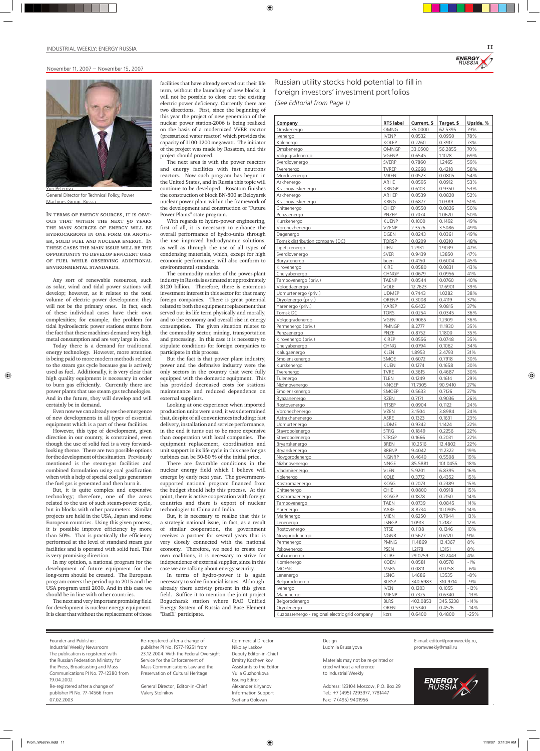Yuri Peternya,
General Director for Technical Policy, Power Machines Group, Russia

In terms of energy sources, it is obvious that within the next 50 years the main sources of energy will be hydrocarbons in one form or another, solid fuel and nuclear energy. In these cases the main issue will be the opportunity to develop efficient uses of fuel while observing additional environmental standards.

Any sort of renewable resources, such as solar, wind and tidal power stations will develop; however, as it relates to the total volume of electric power development they will not be the primary ones. In fact, each of these individual cases have their own complexities; for example, the problem for tidal hydroelectric power stations stems from the fact that these machines demand very high metal consumption and are very large in size.

Today there is a demand for traditional energy technology. However, more attention is being paid to more modern methods related to the steam gas cycle because gas is actively used as fuel. Additionally, it is very clear that high quality equipment is necessary in order to burn gas efficiently. Currently there are power plants that use steam gas technologies. And in the future, they will develop and will certainly be in demand.

Even now we can already see the emergence of new developments in all types of essential equipment which is a part of these facilities.

However, this type of development, given direction in our country, is constrained, even though the use of solid fuel is a very forward-looking theme. There are two possible options for the development of the situation. Previously mentioned is the steam-gas facilities and combined formulation using coal gasification when with a help of special coal gas generators the fuel gas is generated and then burn it.

But, it is quite complex and expensive technology; therefore, one of the areas related to the use of such steam-power cycle, but in blocks with other parameters. Similar projects are held in the USA, Japan and some European countries. Using this given process, it is possible improve efficiency by more than 50%. That is practically the efficiency performed at the level of standard steam gas facilities and is operated with solid fuel. This is very promising direction.

In my opinion, a national program for the development of future equipment for the long-term should be created. The European program covers the period up to 2015 and the USA program until 2030. And in this case we should be in line with other countries.

The next and very important promising field for development is nuclear energy equipment. It is clear that without the replacement of those facilities that have already served out their life term, without the launching of new blocks, it will not be possible to close out the existing electric power deficiency. Currently there are two directions. First, since the beginning of this year the project of new generation of the nuclear power station-2006 is being realized on the basis of a modernized VVER reactor (pressurized water reactor) which provides the capacity of 1100-1200 megawatt. The initiator of the project was made by Rosatom, and this project should proceed.

The next area is with the power reactors and energy facilities with fast neutrons reactors. Now such program has begun in the United States, and in Russia this topic will continue to be developed: Rosatom finishes the construction of block BN-800 at Beloyarsk nuclear power plant within the framework of the development and construction of "Future Power Plants" state program.

With regards to hydro-power engineering, first of all, it is necessary to enhance the overall performance of hydro-units through the use improved hydrodynamic solutions, as well as through the use of all types of condensing materials, which, except for high economic performance, will also conform to environmental standards.

The commodity market of the power-plant industry in Russia is estimated at approximately $120 billion. Therefore, there is enormous investment interest in this sector for that many foreign companies. There is great potential related to both the equipment replacement that served out its life term physically and morally, and to the economy and overall rise in energy consumption. The given situation relates to the commodity sector, mining, transportation and processing. In this case it is necessary to stipulate conditions for foreign companies to participate in this process.

But the fact is that power plant industry, power and the defensive industry were the only sectors in the country that were fully equipped with the domestic equipment. This has provided decreased costs for stations maintenance and reduced dependence on external suppliers.

Looking at one experience when imported production units were used, it was determined that, despite of all conveniences including: fast delivery, installation and service performance, in the end it turns out to be more expensive than cooperation with local companies. The equipment replacement, coordination and unit support in its life cycle in this case for gas turbines can be 50-80 % of the initial price.

There are favorable conditions in the nuclear energy field which I believe will emerge by early next year. The government-supported national program financed from the budget should help this process. At this point, there is active cooperation with foreign countries and there is export of nuclear technologies to China and India.

But, it is necessary to realize that this is a strategic national issue, in fact, as a result of similar cooperation, the government receives a partner for several years that is very closely connected with the national economy. Therefore, we need to create our own coalitions, it is necessary to strive for independence of external supplier, since in this case we are talking about energy security.

In terms of hydro-power it is again necessary to solve financial issues. Although, already there activity present in this given field. Suffice it to mention the joint project Boguchansk station where RAO Unified Energy System of Russia and Base Element "BasEl" participate.

## Russian utility stocks hold potential to fill in foreign investors' investment portfolios

*(See Editorial from Page 1)*

| Company | RTS label | Current, $ | Target, $ | Upside, % |
|---|---|---|---|---|
| Omskenergo | OMNG | 35.0000 | 62.5395 | 79% |
| Ivenergo | IVENP | 0.0532 | 0.0950 | 78% |
| Kolenergo | KOLEP | 0.2260 | 0.3917 | 73% |
| Omskenergo | OMNGP | 33.0500 | 56.2855 | 70% |
| Volgogradenergo | VGENP | 0.6545 | 1.1078 | 69% |
| Sverdlovenergo | SVERP | 0.7860 | 1.2465 | 59% |
| Tverenergo | TVREP | 0.2668 | 0.4218 | 58% |
| Mordovenergo | MREN | 0.0523 | 0.0805 | 54% |
| Arkhenergo | ARHE | 0.0595 | 0.0912 | 53% |
| Krasnoyarskenergo | KRNGP | 0.6103 | 0.9350 | 53% |
| Arkhenergo | ARHEP | 0.0539 | 0.0820 | 52% |
| Krasnoyarskenergo | KRNG | 0.6877 | 1.0389 | 51% |
| Chitaenergo | CHIEP | 0.0550 | 0.0826 | 50% |
| Penzaenergo | PNZEP | 0.7074 | 1.0620 | 50% |
| Kurskenergo | KUENP | 0.1000 | 0.1492 | 49% |
| Voronezhenergo | VZENP | 2.3526 | 3.5086 | 49% |
| Dagenergo | DGEN | 0.0243 | 0.0361 | 49% |
| Tomsk distribution company (DC) | TORSP | 0.0209 | 0.0310 | 48% |
| Lipetskenergo | LIEN | 1.2931 | 1.9039 | 47% |
| Sverdlovenergo | SVER | 0.9439 | 1.3850 | 47% |
| Buryatenergo | buen | 0.4150 | 0.6004 | 45% |
| Kirovenergo | KIRE | 0.0580 | 0.0831 | 43% |
| Chelyabenergo | CHNGP | 0.0679 | 0.0956 | 41% |
| Tambovenergo (priv.) | TAENP | 0.0544 | 0.0760 | 40% |
| Vologdaenergo | VOLE | 12.7623 | 17.6901 | 39% |
| Udmurtenergo (priv.) | UDMEP | 0.7443 | 1.0282 | 38% |
| Oryolenergo (priv.) | ORENP | 0.3008 | 0.4119 | 37% |
| Yarenergo (priv.) | YAREP | 6.6423 | 9.0815 | 37% |
| Tomsk DC | TORS | 0.0254 | 0.0345 | 36% |
| Volgogradenergo | VGEN | 0.9065 | 1.2309 | 36% |
| Permenergo (priv.) | PMNGP | 8.2777 | 11.1930 | 35% |
| Penzaenergo | PNZE | 0.8752 | 1.1800 | 35% |
| Kirovenergo (priv.) | KIREP | 0.0556 | 0.0748 | 35% |
| Chelyabenergo | CHNG | 0.0794 | 0.1062 | 34% |
| Kalugaenergo | KLEN | 1.8953 | 2.4793 | 31% |
| Smolenskenergo | SMOE | 0.6072 | 0.7918 | 30% |
| Kurskenergo | KUEN | 0.1274 | 0.1658 | 30% |
| Tverenergo | TVRE | 0.3615 | 0.4687 | 30% |
| Tulenergo | TLEN | 0.1249 | 0.1614 | 29% |
| Nizhnovenergo | NNGEP | 71.7305 | 90.9410 | 27% |
| Smolenskenergo | SMOEP | 0.5633 | 0.7126 | 27% |
| Ryazanenergo | RZEN | 0.7171 | 0.9036 | 26% |
| Rostovenergo | RTSEP | 0.0904 | 0.1122 | 24% |
| Voronezhenergo | VZEN | 3.1504 | 3.8984 | 24% |
| Astrakhanenergo | ASRE | 0.1323 | 0.1631 | 23% |
| Udmurtenergo | UDME | 0.9342 | 1.1424 | 22% |
| Stavropolenergo | STRG | 0.1849 | 0.2256 | 22% |
| Stavropolenergo | STRGP | 0.1666 | 0.2031 | 22% |
| Bryanskenergo | BREN | 10.2516 | 12.4802 | 22% |
| Bryanskenergo | BRENP | 9.4042 | 11.2322 | 19% |
| Novgorodenergo | NGNRP | 0.4640 | 0.5508 | 19% |
| Nizhnovenergo | NNGE | 85.5881 | 101.0455 | 18% |
| Vladimirenergo | VLEN | 5.9201 | 6.8395 | 16% |
| Kolenergo | KOLE | 0.3772 | 0.4352 | 15% |
| Kostromaenergo | KOSG | 0.2073 | 0.2389 | 15% |
| Chitaenergo | CHIE | 0.0800 | 0.0918 | 15% |
| Kostromaenergo | KOSGP | 0.1878 | 0.2150 | 14% |
| Tambovenergo | TAEN | 0.0739 | 0.0845 | 14% |
| Yarenergo | YARE | 8.8734 | 10.0905 | 14% |
| Marienergo | MIEN | 0.6250 | 0.7044 | 13% |
| Lenenergo | LSNGP | 1.0913 | 1.2182 | 12% |
| Rostovenergo | RTSE | 0.1138 | 0.1246 | 10% |
| Novgorodenergo | NGNR | 0.5627 | 0.6120 | 9% |
| Permenergo | PMNG | 11.4869 | 12.4367 | 8% |
| Pskovenergo | PSEN | 1.2178 | 1.3151 | 8% |
| Kubanenergo | KUBE | 29.0259 | 30.2443 | 4% |
| Komienergo | KOEN | 0.0581 | 0.0578 | -1% |
| MOESK | MSRS | 0.0811 | 0.0758 | -6% |
| Lenenergo | LSNG | 1.4686 | 1.3535 | -8% |
| Belgorodenergo | BLRSP | 340.6983 | 310.9714 | -9% |
| Ivenergo | IVEN | 0.1203 | 0.1055 | -12% |
| Marienergo | MIENP | 0.7325 | 0.6340 | -13% |
| Belgorodenergo | BLRS | 402.0853 | 345.5238 | -14% |
| Oryolenergo | OREN | 0.5340 | 0.4576 | -14% |
| Kuzbassenergo - regional electric grid company | kzrs | 0.6400 | 0.4800 | -25% |

Founder and Publisher:
Industrial Weekly Newsroom
The publication is registered with the Russian Federation Ministry for the Press, Broadcasting and Mass Communications PI No. 77-12380 from 19.04.2002
Re-registered after a change of publisher PI No. 77-14566 from 07.02.2003

Re-registered after a change of publisher PI No. FS77-19251 from 23.12.2004. With the Federal Oversight Service for the Enforcement of Mass Communications Law and the Preservation of Cultural Heritage

General Director, Editor-in-Chief
Valery Stolnikov

Commercial Director
Nikolay Laskov
Deputy Editor-in-Chief
Dmitry Kozhevnikov
Assistants to the Editor
Yulia Guzhonkova
Issuing Editor
Alexander Kiryanov
Information Support
Svetlana Golovan

Design
Ludmila Brusalyova

Materials may not be re-printed or cited without a reference to Industrial Weekly

Address: 123104 Moscow, P.O. Box 29
Tel.: +7 (495) 7293977, 7781447
Fax: 7 (495) 9401956

E-mail: editor@promweekly.ru, promweekly@mail.ru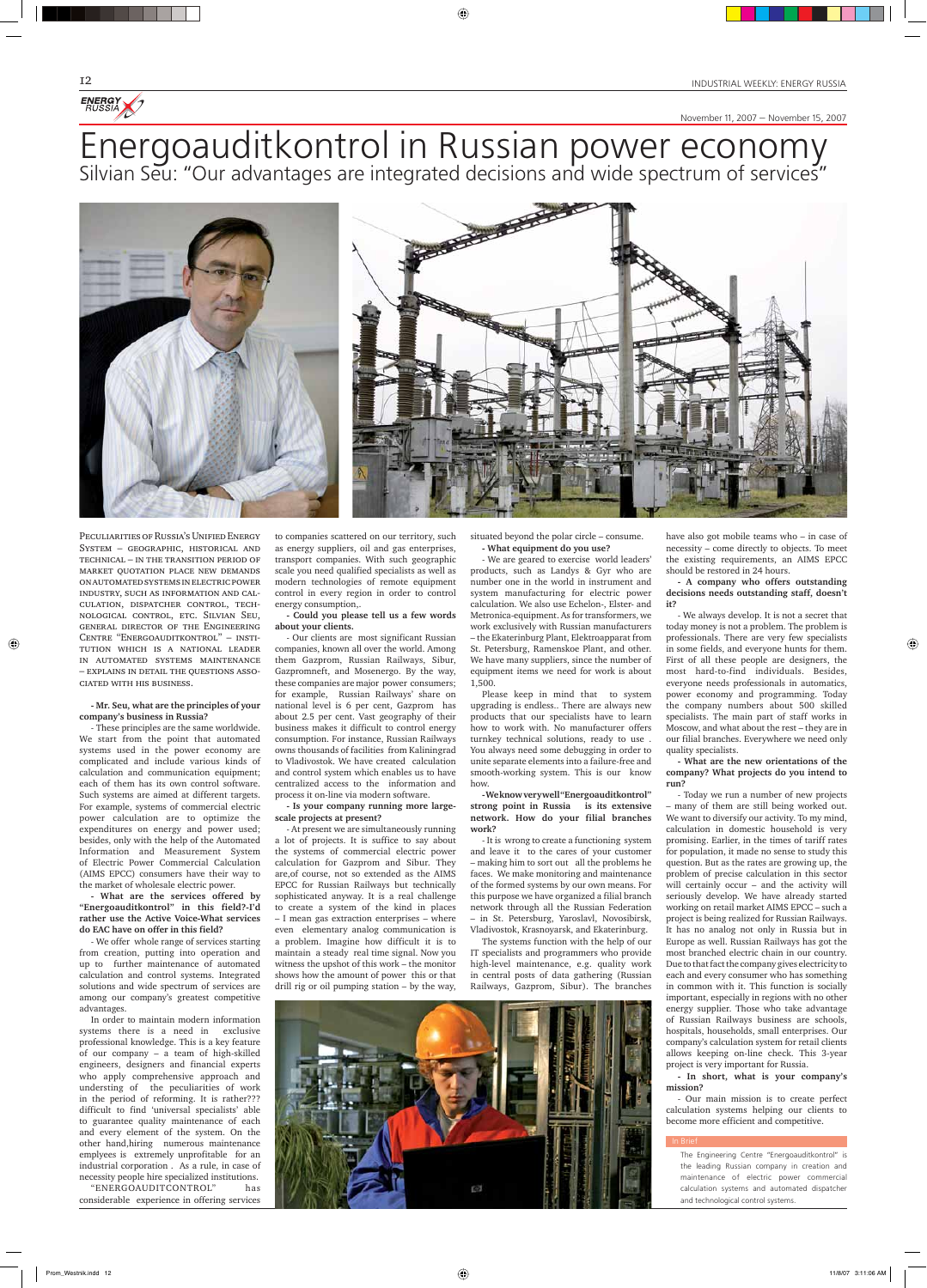# Energoauditkontrol in Russian power economy

## Silvian Seu: "Our advantages are integrated decisions and wide spectrum of services"

PECULIARITIES OF RUSSIA'S UNIFIED ENERGY SYSTEM – GEOGRAPHIC, HISTORICAL AND TECHNICAL – IN THE TRANSITION PERIOD OF MARKET QUOTATION PLACE NEW DEMANDS ON AUTOMATED SYSTEMS IN ELECTRIC POWER INDUSTRY, SUCH AS INFORMATION AND CALCULATION, DISPATCHER CONTROL, TECHNOLOGICAL CONTROL, ETC. SILVIAN SEU, GENERAL DIRECTOR OF THE ENGINEERING CENTRE "ENERGOAUDITKONTROL" – INSTITUTION WHICH IS A NATIONAL LEADER IN AUTOMATED SYSTEMS MAINTENANCE – EXPLAINS IN DETAIL THE QUESTIONS ASSOCIATED WITH HIS BUSINESS.

**- Mr. Seu, what are the principles of your company's business in Russia?**

- These principles are the same worldwide. We start from the point that automated systems used in the power economy are complicated and include various kinds of calculation and communication equipment; each of them has its own control software. Such systems are aimed at different targets. For example, systems of commercial electric power calculation are to optimize the expenditures on energy and power used; besides, only with the help of the Automated Information and Measurement System of Electric Power Commercial Calculation (AIMS EPCC) consumers have their way to the market of wholesale electric power.

**- What are the services offered by "Energoauditkontrol" in this field?-I'd rather use the Active Voice-What services do EAC have on offer in this field?**

- We offer whole range of services starting from creation, putting into operation and up to further maintenance of automated calculation and control systems. Integrated solutions and wide spectrum of services are among our company's greatest competitive advantages.

In order to maintain modern information systems there is a need in exclusive professional knowledge. This is a key feature of our company – a team of high-skilled engineers, designers and financial experts who apply comprehensive approach and understing of the peculiarities of work in the period of reforming. It is rather??? difficult to find 'universal specialists' able to guarantee quality maintenance of each and every element of the system. On the other hand,hiring numerous maintenance emplyees is extremely unprofitable for an industrial corporation . As a rule, in case of necessity people hire specialized institutions.

"ENERGOAUDITCONTROL" has considerable experience in offering services to companies scattered on our territory, such as energy suppliers, oil and gas enterprises, transport companies. With such geographic scale you need qualified specialists as well as modern technologies of remote equipment control in every region in order to control energy consumption,.

**- Could you please tell us a few words about your clients.**

- Our clients are most significant Russian companies, known all over the world. Among them Gazprom, Russian Railways, Sibur, Gazpromneft, and Mosenergo. By the way, these companies are major power consumers; for example, Russian Railways' share on national level is 6 per cent, Gazprom has about 2.5 per cent. Vast geography of their business makes it difficult to control energy consumption. For instance, Russian Railways owns thousands of facilities from Kaliningrad to Vladivostok. We have created calculation and control system which enables us to have centralized access to the information and process it on-line via modern software.

**- Is your company running more large-scale projects at present?**

- At present we are simultaneously running a lot of projects. It is suffice to say about the systems of commercial electric power calculation for Gazprom and Sibur. They are,of course, not so extended as the AIMS EPCC for Russian Railways but technically sophisticated anyway. It is a real challenge to create a system of the kind in places – I mean gas extraction enterprises – where even elementary analog communication is a problem. Imagine how difficult it is to maintain a steady real time signal. Now you witness the upshot of this work – the monitor shows how the amount of power this or that drill rig or oil pumping station – by the way, situated beyond the polar circle – consume.

**- What equipment do you use?**

- We are geared to exercise world leaders' products, such as Landys & Gyr who are number one in the world in instrument and system manufacturing for electric power calculation. We also use Echelon-, Elster- and Metronica-equipment. As for transformers, we work exclusively with Russian manufacturers – the Ekaterinburg Plant, Elektroapparat from St. Petersburg, Ramenskoe Plant, and other. We have many suppliers, since the number of equipment items we need for work is about 1,500.

Please keep in mind that to system upgrading is endless.. There are always new products that our specialists have to learn how to work with. No manufacturer offers turnkey technical solutions, ready to use . You always need some debugging in order to unite separate elements into a failure-free and smooth-working system. This is our know how.

**-We know very well "Energoauditkontrol" strong point in Russia is its extensive network. How do your filial branches work?**

- It is wrong to create a functioning system and leave it to the cares of your customer – making him to sort out all the problems he faces. We make monitoring and maintenance of the formed systems by our own means. For this purpose we have organized a filial branch network through all the Russian Federation – in St. Petersburg, Yaroslavl, Novosibirsk, Vladivostok, Krasnoyarsk, and Ekaterinburg.

The systems function with the help of our IT specialists and programmers who provide high-level maintenance, e.g. quality work in central posts of data gathering (Russian Railways, Gazprom, Sibur). The branches have also got mobile teams who – in case of necessity – come directly to objects. To meet the existing requirements, an AIMS EPCC should be restored in 24 hours.

**- A company who offers outstanding decisions needs outstanding staff, doesn't it?**

- We always develop. It is not a secret that today money is not a problem. The problem is professionals. There are very few specialists in some fields, and everyone hunts for them. First of all these people are designers, the most hard-to-find individuals. Besides, everyone needs professionals in automatics, power economy and programming. Today the company numbers about 500 skilled specialists. The main part of staff works in Moscow, and what about the rest – they are in our filial branches. Everywhere we need only quality specialists.

**- What are the new orientations of the company? What projects do you intend to run?**

- Today we run a number of new projects – many of them are still being worked out. We want to diversify our activity. To my mind, calculation in domestic household is very promising. Earlier, in the times of tariff rates for population, it made no sense to study this question. But as the rates are growing up, the problem of precise calculation in this sector will certainly occur – and the activity will seriously develop. We have already started working on retail market AIMS EPCC – such a project is being realized for Russian Railways. It has no analog not only in Russia but in Europe as well. Russian Railways has got the most branched electric chain in our country. Due to that fact the company gives electricity to each and every consumer who has something in common with it. This function is socially important, especially in regions with no other energy supplier. Those who take advantage of Russian Railways business are schools, hospitals, households, small enterprises. Our company's calculation system for retail clients allows keeping on-line check. This 3-year project is very important for Russia.

**- In short, what is your company's mission?**

- Our main mission is to create perfect calculation systems helping our clients to become more efficient and competitive.

**In Brief**

The Engineering Centre "Energoauditkontrol" is the leading Russian company in creation and maintenance of electric power commercial calculation systems and automated dispatcher and technological control systems.